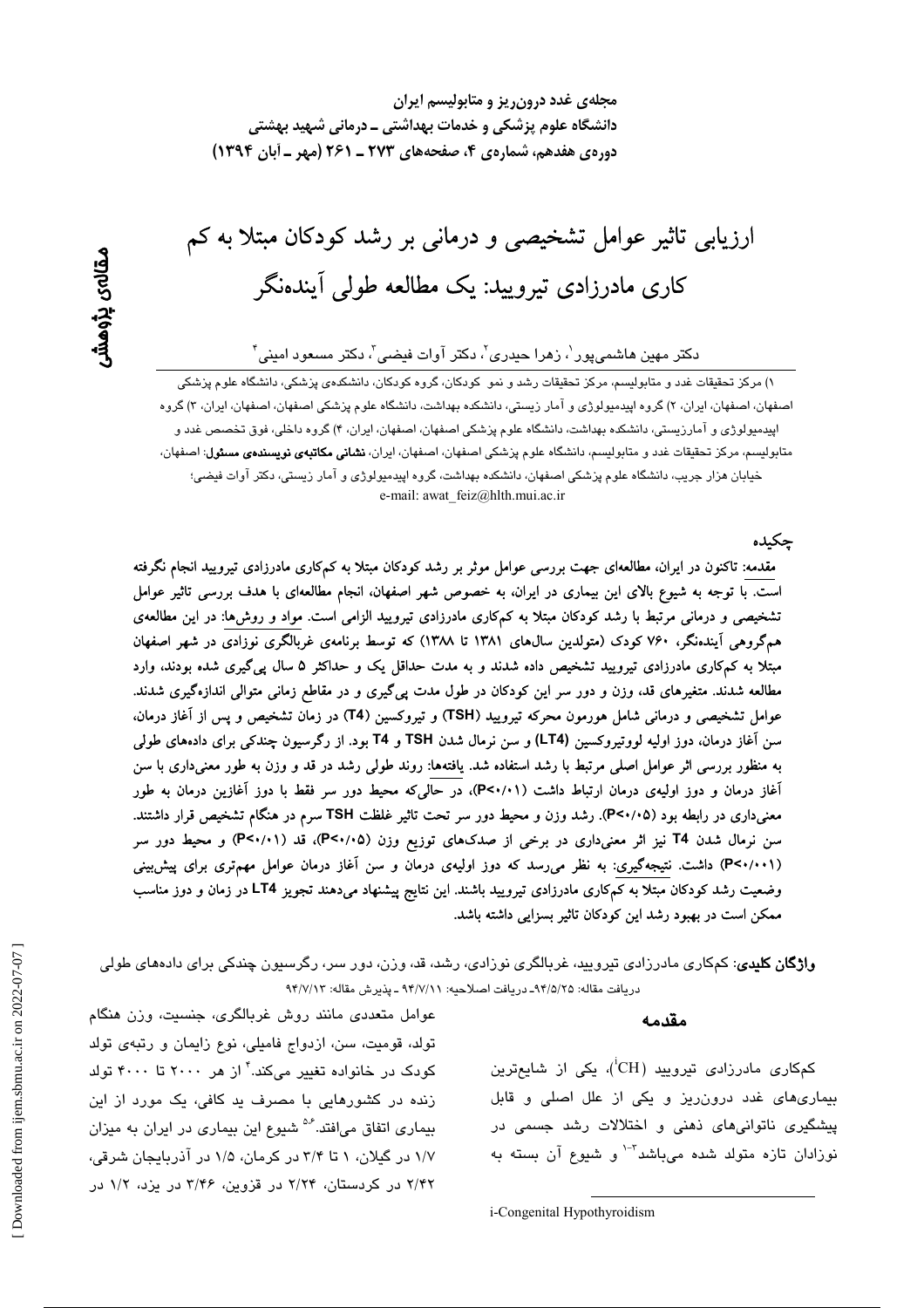مجله‌ی غدد درون‌ریز و متابولیسم ایران
دانشگاه علوم پزشکی و خدمات بهداشتی ـ درمانی شهید بهشتی
دوره‌ی هفدهم، شماره‌ی ۴، صفحه‌های ۲۷۳ ـ ۲۶۱ (مهر ـ آبان ۱۳۹۴)

مقاله‌ی پژوهشی

# ارزیابی تاثیر عوامل تشخیصی و درمانی بر رشد کودکان مبتلا به کم کاری مادرزادی تیرویید: یک مطالعه طولی آینده‌نگر

دکتر مهین هاشمی‌پور[۱]، زهرا حیدری[۲]، دکتر آوات فیضی[۳]، دکتر مسعود امینی[۴]

۱) مرکز تحقیقات غدد و متابولیسم، مرکز تحقیقات رشد و نمو کودکان، گروه کودکان، دانشکده‌ی پزشکی، دانشگاه علوم پزشکی اصفهان، اصفهان، ایران، ۲) گروه اپیدمیولوژی و آمار زیستی، دانشکده بهداشت، دانشگاه علوم پزشکی اصفهان، اصفهان، ایران، ۳) گروه اپیدمیولوژی و آمارزیستی، دانشکده بهداشت، دانشگاه علوم پزشکی اصفهان، اصفهان، ایران، ۴) گروه داخلی، فوق تخصص غدد و متابولیسم، مرکز تحقیقات غدد و متابولیسم، دانشگاه علوم پزشکی اصفهان، اصفهان، ایران، **نشانی مکاتبه‌ی نویسنده‌ی مسئول**: اصفهان، خیابان هزار جریب، دانشگاه علوم پزشکی اصفهان، دانشکده بهداشت، گروه اپیدمیولوژی و آمار زیستی، دکتر آوات فیضی؛
e-mail: awat_feiz@hlth.mui.ac.ir

## چکیده

**مقدمه: تاکنون در ایران، مطالعه‌ای جهت بررسی عوامل موثر بر رشد کودکان مبتلا به کم‌کاری مادرزادی تیرویید انجام نگرفته است. با توجه به شیوع بالای این بیماری در ایران، به خصوص شهر اصفهان، انجام مطالعه‌ای با هدف بررسی تاثیر عوامل تشخیصی و درمانی مرتبط با رشد کودکان مبتلا به کم‌کاری مادرزادی تیرویید الزامی است. مواد و روش‌ها: در این مطالعه‌ی هم‌گروهی آینده‌نگر، ۷۶۰ کودک (متولدین سال‌های ۱۳۸۱ تا ۱۳۸۸) که توسط برنامه‌ی غربالگری نوزادی در شهر اصفهان مبتلا به کم‌کاری مادرزادی تیرویید تشخیص داده شدند و به مدت حداقل یک و حداکثر ۵ سال پی‌گیری شده بودند، وارد مطالعه شدند. متغیرهای قد، وزن و دور سر این کودکان در طول مدت پی‌گیری و در مقاطع زمانی متوالی اندازه‌گیری شدند. عوامل تشخیصی و درمانی شامل هورمون محرکه تیرویید (TSH) و تیروکسین (T4) در زمان تشخیص و پس از آغاز درمان، سن آغاز درمان، دوز اولیه لووتیروکسین (LT4) و سن نرمال شدن TSH و T4 بود. از رگرسیون چندکی برای داده‌های طولی به منظور بررسی اثر عوامل اصلی مرتبط با رشد استفاده شد. یافته‌ها: روند طولی رشد در قد و وزن به طور معنی‌داری با سن آغاز درمان و دوز اولیه‌ی درمان ارتباط داشت (P<۰/۰۱)، در حالی‌که محیط دور سر فقط با دوز آغازین درمان به طور معنی‌داری در رابطه بود (P<۰/۰۵). رشد وزن و محیط دور سر تحت تاثیر غلظت TSH سرم در هنگام تشخیص قرار داشتند. سن نرمال شدن T4 نیز اثر معنی‌داری در برخی از صدک‌های توزیع وزن (P<۰/۰۵)، قد (P<۰/۰۱) و محیط دور سر (P<۰/۰۰۱) داشت. نتیجه‌گیری: به نظر می‌رسد که دوز اولیه‌ی درمان و سن آغاز درمان از عوامل مهم‌تری برای پیش‌بینی وضعیت رشد کودکان مبتلا به کم‌کاری مادرزادی تیرویید باشند. این نتایج پیشنهاد می‌دهند تجویز LT4 در زمان و دوز مناسب ممکن است در بهبود رشد این کودکان تاثیر بسزایی داشته باشد.**

**واژگان کلیدی**: کم‌کاری مادرزادی تیرویید، غربالگری نوزادی، رشد، قد، وزن، دور سر، رگرسیون چندکی برای داده‌های طولی

دریافت مقاله: ۹۴/۵/۲۵ـ دریافت اصلاحیه: ۹۴/۷/۱۱ ـ پذیرش مقاله: ۹۴/۷/۱۳

## مقدمه

کم‌کاری مادرزادی تیرویید ($CH$[i])، یکی از شایع‌ترین بیماری‌های غدد درون‌ریز و یکی از علل اصلی و قابل پیشگیری ناتوانی‌های ذهنی و اختلالات رشد جسمی در نوزادان تازه متولد شده می‌باشد[۱-۳] و شیوع آن بسته به عوامل متعددی مانند روش غربالگری، جنسیت، وزن هنگام تولد، قومیت، سن، ازدواج فامیلی، نوع زایمان و رتبه‌ی تولد کودک در خانواده تغییر می‌کند.[۴] از هر ۲۰۰۰ تا ۴۰۰۰ تولد زنده در کشورهایی با مصرف ید کافی، یک مورد از این بیماری اتفاق می‌افتد.[۵،۶] شیوع این بیماری در ایران به میزان ۱/۷ در گیلان، ۱ تا ۳/۴ در کرمان، ۱/۵ در آذربایجان شرقی، ۲/۴۲ در کردستان، ۲/۲۴ در قزوین، ۳/۴۶ در یزد، ۱/۲ در

i-Congenital Hypothyroidism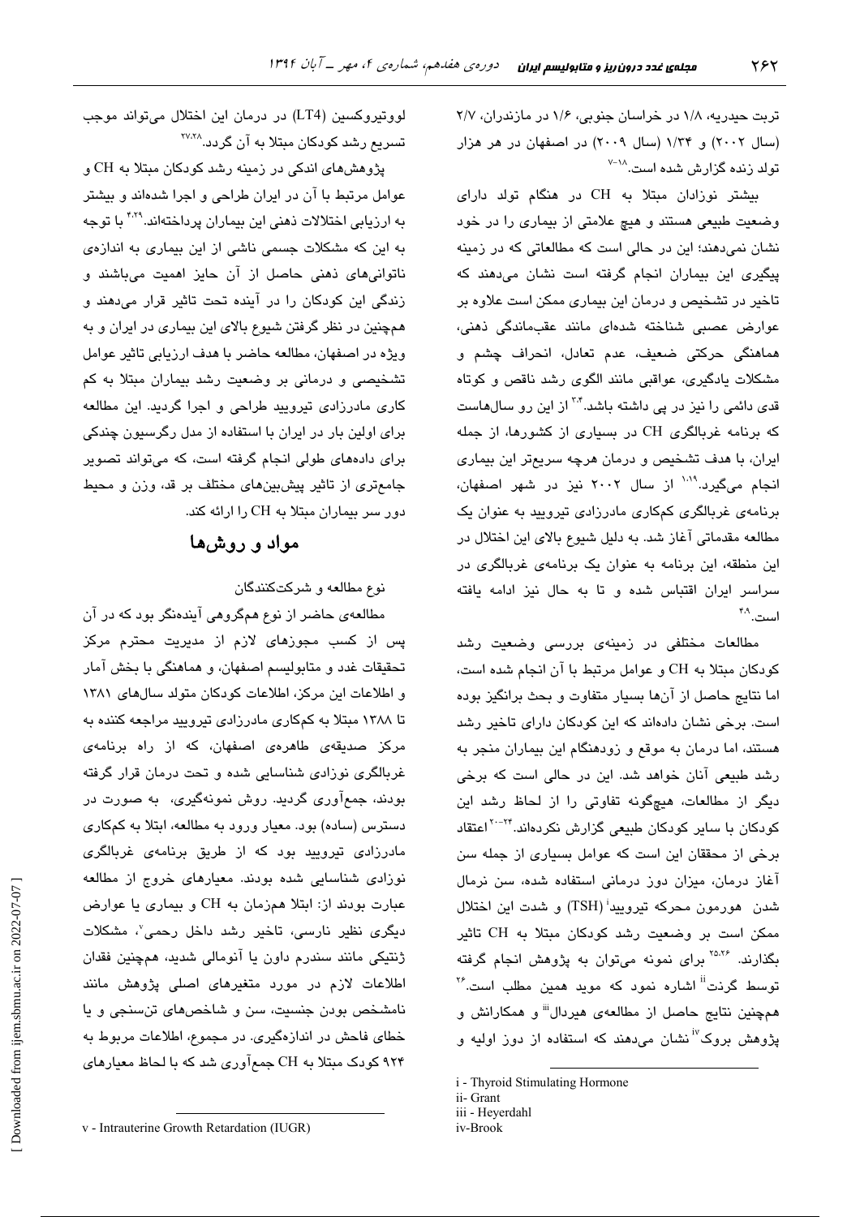تربت حیدریه، ۱/۸ در خراسان جنوبی، ۱/۶ در مازندران، ۲/۷ (سال ۲۰۰۲) و ۱/۳۴ (سال ۲۰۰۹) در اصفهان در هر هزار تولد زنده گزارش شده است.[۷-۱۸]

بیشتر نوزادان مبتلا به CH در هنگام تولد دارای وضعیت طبیعی هستند و هیچ علامتی از بیماری را در خود نشان نمی‌دهند؛ این در حالی است که مطالعاتی که در زمینه پیگیری این بیماران انجام گرفته است نشان می‌دهند که تاخیر در تشخیص و درمان این بیماری ممکن است علاوه بر عوارض عصبی شناخته شده‌ای مانند عقب‌ماندگی ذهنی، هماهنگی حرکتی ضعیف، عدم تعادل، انحراف چشم و مشکلات یادگیری، عواقبی مانند الگوی رشد ناقص و کوتاه قدی دائمی را نیز در پی داشته باشد.[۳،۴] از این رو سال‌هاست که برنامه غربالگری CH در بسیاری از کشورها، از جمله ایران، با هدف تشخیص و درمان هرچه سریع‌تر این بیماری انجام می‌گیرد.[۱،۱۹] از سال ۲۰۰۲ نیز در شهر اصفهان، برنامه‌ی غربالگری کم‌کاری مادرزادی تیرویید به عنوان یک مطالعه مقدماتی آغاز شد. به دلیل شیوع بالای این اختلال در این منطقه، این برنامه به عنوان یک برنامه‌ی غربالگری در سراسر ایران اقتباس شده و تا به حال نیز ادامه یافته است.[۴،۹]

مطالعات مختلفی در زمینه‌ی بررسی وضعیت رشد کودکان مبتلا به CH و عوامل مرتبط با آن انجام شده است، اما نتایج حاصل از آن‌ها بسیار متفاوت و بحث برانگیز بوده است. برخی نشان داده‌اند که این کودکان دارای تاخیر رشد هستند، اما درمان به موقع و زودهنگام این بیماران منجر به رشد طبیعی آنان خواهد شد. این در حالی است که برخی دیگر از مطالعات، هیچ‌گونه تفاوتی را از لحاظ رشد این کودکان با سایر کودکان طبیعی گزارش نکرده‌اند.[۲۰-۲۴] اعتقاد برخی از محققان این است که عوامل بسیاری از جمله سن آغاز درمان، میزان دوز درمانی استفاده شده، سن نرمال شدن هورمون محرکه تیروییدی[i] (TSH) و شدت این اختلال ممکن است بر وضعیت رشد کودکان مبتلا به CH تاثیر بگذارند.[۲۵،۲۶] برای نمونه می‌توان به پژوهش انجام گرفته توسط گرنت[ii] اشاره نمود که موید همین مطلب است.[۲۶] همچنین نتایج حاصل از مطالعه‌ی هیردال[iii] و همکارانش و پژوهش بروک[iv] نشان می‌دهند که استفاده از دوز اولیه و لووتیروکسین (LT4) در درمان این اختلال می‌تواند موجب تسریع رشد کودکان مبتلا به آن گردد.[۲۷،۲۸]

پژوهش‌های اندکی در زمینه رشد کودکان مبتلا به CH و عوامل مرتبط با آن در ایران طراحی و اجرا شده‌اند و بیشتر به ارزیابی اختلالات ذهنی این بیماران پرداخته‌اند.[۴،۲۹] با توجه به این که مشکلات جسمی ناشی از این بیماری به اندازه‌ی ناتوانی‌های ذهنی حاصل از آن حایز اهمیت می‌باشند و زندگی این کودکان را در آینده تحت تاثیر قرار می‌دهند و همچنین در نظر گرفتن شیوع بالای این بیماری در ایران و به ویژه در اصفهان، مطالعه حاضر با هدف ارزیابی تاثیر عوامل تشخیصی و درمانی بر وضعیت رشد بیماران مبتلا به کم کاری مادرزادی تیرویید طراحی و اجرا گردید. این مطالعه برای اولین بار در ایران با استفاده از مدل رگرسیون چندکی برای داده‌های طولی انجام گرفته است، که می‌تواند تصویر جامع‌تری از تاثیر پیش‌بین‌های مختلف بر قد، وزن و محیط دور سر بیماران مبتلا به CH را ارائه کند.

## مواد و روش‌ها

نوع مطالعه و شرکت‌کنندگان

مطالعه‌ی حاضر از نوع هم‌گروهی آینده‌نگر بود که در آن پس از کسب مجوزهای لازم از مدیریت محترم مرکز تحقیقات غدد و متابولیسم اصفهان، و هماهنگی با بخش آمار و اطلاعات این مرکز، اطلاعات کودکان متولد سال‌های ۱۳۸۱ تا ۱۳۸۸ مبتلا به کم‌کاری مادرزادی تیرویید مراجعه کننده به مرکز صدیقه‌ی طاهره‌ی اصفهان، که از راه برنامه‌ی غربالگری نوزادی شناسایی شده و تحت درمان قرار گرفته بودند، جمع‌آوری گردید. روش نمونه‌گیری، به صورت در دسترس (ساده) بود. معیار ورود به مطالعه، ابتلا به کم‌کاری مادرزادی تیرویید بود که از طریق برنامه‌ی غربالگری نوزادی شناسایی شده بودند. معیارهای خروج از مطالعه عبارت بودند از: ابتلا هم‌زمان به CH و بیماری یا عوارض دیگری نظیر نارسی، تاخیر رشد داخل رحمی[v]، مشکلات ژنتیکی مانند سندرم داون یا آنومالی شدید، همچنین فقدان اطلاعات لازم در مورد متغیرهای اصلی پژوهش مانند نامشخص بودن جنسیت، سن و شاخص‌های تن‌سنجی و یا خطای فاحش در اندازه‌گیری. در مجموع، اطلاعات مربوط به ۹۲۴ کودک مبتلا به CH جمع‌آوری شد که با لحاظ معیارهای

---

i - Thyroid Stimulating Hormone

ii- Grant

iii - Heyerdahl

iv-Brook

v - Intrauterine Growth Retardation (IUGR)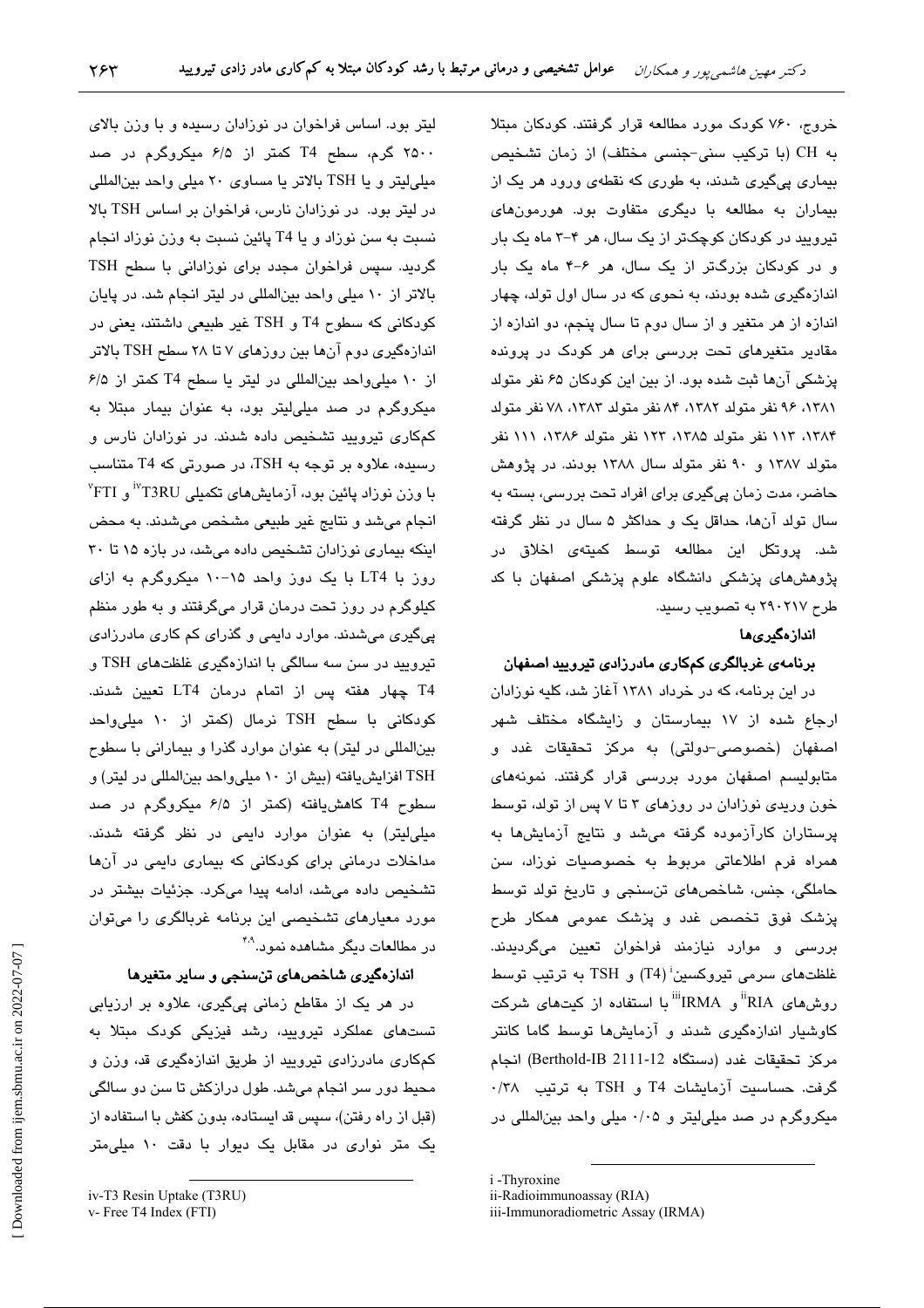خروج، ۷۶۰ کودک مورد مطالعه قرار گرفتند. کودکان مبتلا به CH (با ترکیب سنی-جنسی مختلف) از زمان تشخیص بیماری پی‌گیری شدند، به طوری که نقطه‌ی ورود هر یک از بیماران به مطالعه با دیگری متفاوت بود. هورمون‌های تیرویید در کودکان کوچک‌تر از یک سال، هر ۴-۳ ماه یک بار و در کودکان بزرگ‌تر از یک سال، هر ۶-۴ ماه یک بار اندازه‌گیری شده بودند، به نحوی که در سال اول تولد، چهار اندازه از هر متغیر و از سال دوم تا سال پنجم، دو اندازه از مقادیر متغیرهای تحت بررسی برای هر کودک در پرونده پزشکی آن‌ها ثبت شده بود. از بین این کودکان ۶۵ نفر متولد ۱۳۸۱، ۹۶ نفر متولد ۱۳۸۲، ۸۴ نفر متولد ۱۳۸۳، ۷۸ نفر متولد ۱۳۸۴، ۱۱۳ نفر متولد ۱۳۸۵، ۱۲۳ نفر متولد ۱۳۸۶، ۱۱۱ نفر متولد ۱۳۸۷ و ۹۰ نفر متولد سال ۱۳۸۸ بودند. در پژوهش حاضر، مدت زمان پی‌گیری برای افراد تحت بررسی، بسته به سال تولد آن‌ها، حداقل یک و حداکثر ۵ سال در نظر گرفته شد. پروتکل این مطالعه توسط کمیته‌ی اخلاق در پژوهش‌های پزشکی دانشگاه علوم پزشکی اصفهان با کد طرح ۲۹۰۲۱۷ به تصویب رسید.

## اندازه‌گیری‌ها

### برنامه‌ی غربالگری کم‌کاری مادرزادی تیرویید اصفهان

در این برنامه، که در خرداد ۱۳۸۱ آغاز شد، کلیه نوزادان ارجاع شده از ۱۷ بیمارستان و زایشگاه مختلف شهر اصفهان (خصوصی-دولتی) به مرکز تحقیقات غدد و متابولیسم اصفهان مورد بررسی قرار گرفتند. نمونه‌های خون وریدی نوزادان در روزهای ۳ تا ۷ پس از تولد، توسط پرستاران کارآزموده گرفته می‌شد و نتایج آزمایش‌ها به همراه فرم اطلاعاتی مربوط به خصوصیات نوزاد، سن حاملگی، جنس، شاخص‌های تن‌سنجی و تاریخ تولد توسط پزشک فوق تخصص غدد و پزشک عمومی همکار طرح بررسی و موارد نیازمند فراخوان تعیین می‌گردیدند. غلظت‌های سرمی تیروکسین[i] (T4) و TSH به ترتیب توسط روش‌های RIA[ii] و IRMA[iii] با استفاده از کیت‌های شرکت کاوشیار اندازه‌گیری شدند و آزمایش‌ها توسط گاما کانتر مرکز تحقیقات غدد (دستگاه Berthold-IB 2111-12) انجام گرفت. حساسیت آزمایشات T4 و TSH به ترتیب ۰/۳۸ میکروگرم در صد میلی‌لیتر و ۰/۰۵ میلی واحد بین‌المللی در لیتر بود. اساس فراخوان در نوزادان رسیده و با وزن بالای ۲۵۰۰ گرم، سطح T4 کمتر از ۶/۵ میکروگرم در صد میلی‌لیتر و یا TSH بالاتر یا مساوی ۲۰ میلی واحد بین‌المللی در لیتر بود. در نوزادان نارس، فراخوان بر اساس TSH بالا نسبت به سن نوزاد و یا T4 پائین نسبت به وزن نوزاد انجام گردید. سپس فراخوان مجدد برای نوزادانی با سطح TSH بالاتر از ۱۰ میلی واحد بین‌المللی در لیتر انجام شد. در پایان کودکانی که سطوح T4 و TSH غیر طبیعی داشتند، یعنی در اندازه‌گیری دوم آن‌ها بین روزهای ۷ تا ۲۸ سطح TSH بالاتر از ۱۰ میلی‌واحد بین‌المللی در لیتر یا سطح T4 کمتر از ۶/۵ میکروگرم در صد میلی‌لیتر بود، به عنوان بیمار مبتلا به کم‌کاری تیرویید تشخیص داده شدند. در نوزادان نارس و رسیده، علاوه بر توجه به TSH، در صورتی که T4 متناسب با وزن نوزاد پائین بود، آزمایش‌های تکمیلی T3RU[iv] و FTI[v] انجام می‌شد و نتایج غیر طبیعی مشخص می‌شدند. به محض اینکه بیماری نوزادان تشخیص داده می‌شد، در بازه ۱۵ تا ۳۰ روز با LT4 با یک دوز واحد ۱۵-۱۰ میکروگرم به ازای کیلوگرم در روز تحت درمان قرار می‌گرفتند و به طور منظم پیگیری می‌شدند. موارد دایمی و گذرای کم کاری مادرزادی تیرویید در سن سه سالگی با اندازه‌گیری غلظت‌های TSH و T4 چهار هفته پس از اتمام درمان LT4 تعیین شدند. کودکانی با سطح TSH نرمال (کمتر از ۱۰ میلی‌واحد بین‌المللی در لیتر) به عنوان موارد گذرا و بیمارانی با سطوح TSH افزایش‌یافته (بیش از ۱۰ میلی‌واحد بین‌المللی در لیتر) و سطوح T4 کاهش‌یافته (کمتر از ۶/۵ میکروگرم در صد میلی‌لیتر) به عنوان موارد دایمی در نظر گرفته شدند. مداخلات درمانی برای کودکانی که بیماری دایمی در آن‌ها تشخیص داده می‌شد، ادامه پیدا می‌کرد. جزئیات بیشتر در مورد معیارهای تشخیصی این برنامه غربالگری را می‌توان در مطالعات دیگر مشاهده نمود.[4,9]

### اندازه‌گیری شاخص‌های تن‌سنجی و سایر متغیرها

در هر یک از مقاطع زمانی پی‌گیری، علاوه بر ارزیابی تست‌های عملکرد تیرویید، رشد فیزیکی کودک مبتلا به کم‌کاری مادرزادی تیرویید از طریق اندازه‌گیری قد، وزن و محیط دور سر انجام می‌شد. طول درازکش تا سن دو سالگی (قبل از راه رفتن)، سپس قد ایستاده، بدون کفش با استفاده از یک متر نواری در مقابل یک دیوار با دقت ۱۰ میلی‌متر

i -Thyroxine
ii-Radioimmunoassay (RIA)
iii-Immunoradiometric Assay (IRMA)
iv-T3 Resin Uptake (T3RU)
v- Free T4 Index (FTI)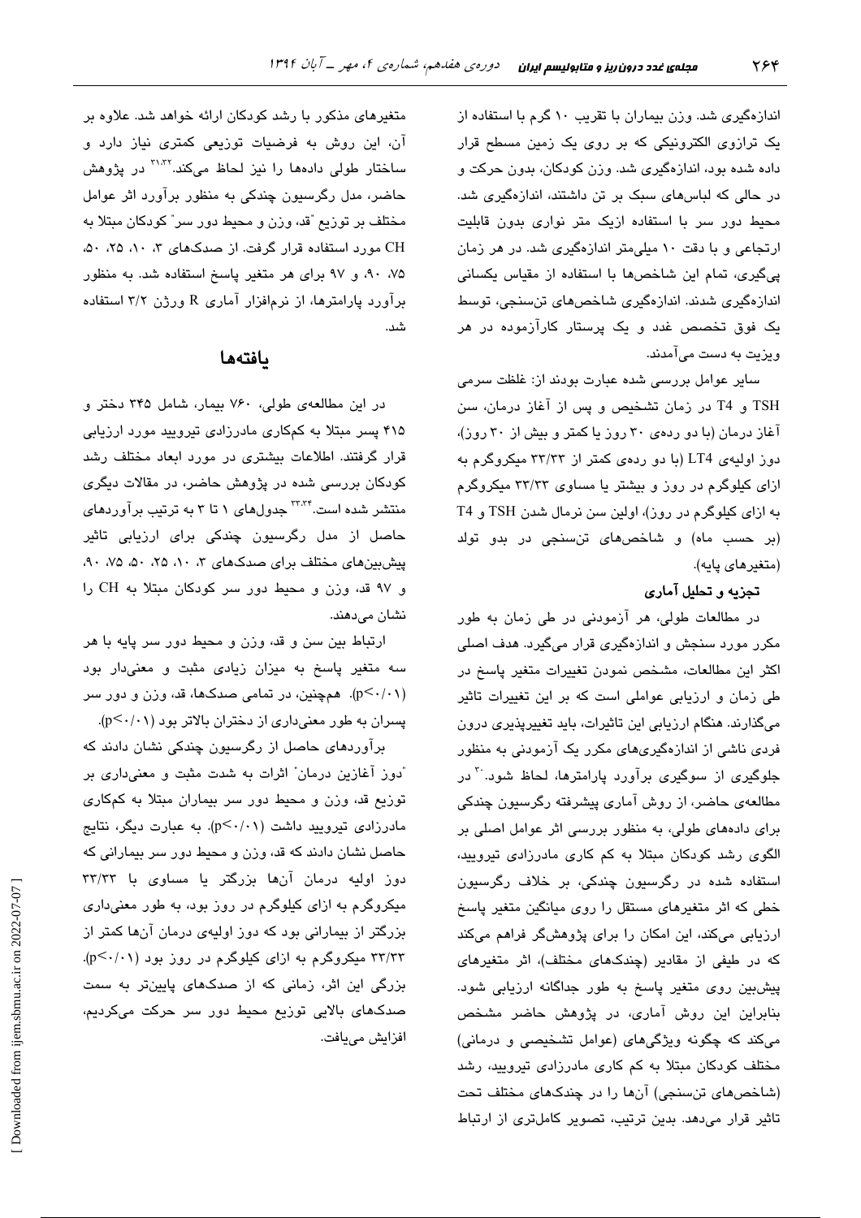اندازه‌گیری شد. وزن بیماران با تقریب ۱۰ گرم با استفاده از یک ترازوی الکترونیکی که بر روی یک زمین مسطح قرار داده شده بود، اندازه‌گیری شد. وزن کودکان، بدون حرکت و در حالی که لباس‌های سبک بر تن داشتند، اندازه‌گیری شد. محیط دور سر با استفاده ازیک متر نواری بدون قابلیت ارتجاعی و با دقت ۱۰ میلی‌متر اندازه‌گیری شد. در هر زمان پی‌گیری، تمام این شاخص‌ها با استفاده از مقیاس یکسانی اندازه‌گیری شدند. اندازه‌گیری شاخص‌های تن‌سنجی، توسط یک فوق تخصص غدد و یک پرستار کارآزموده در هر ویزیت به دست می‌آمدند.

سایر عوامل بررسی شده عبارت بودند از: غلظت سرمی TSH و T4 در زمان تشخیص و پس از آغاز درمان، سن آغاز درمان (با دو رده‌ی ۳۰ روز یا کمتر و بیش از ۳۰ روز)، دوز اولیه‌ی LT4 (با دو رده‌ی کمتر از ۳۳/۳۳ میکروگرم به ازای کیلوگرم در روز و بیشتر یا مساوی ۳۳/۳۳ میکروگرم به ازای کیلوگرم در روز)، اولین سن نرمال شدن TSH و T4 (بر حسب ماه) و شاخص‌های تن‌سنجی در بدو تولد (متغیرهای پایه).

### تجزیه و تحلیل آماری

در مطالعات طولی، هر آزمودنی در طی زمان به طور مکرر مورد سنجش و اندازه‌گیری قرار می‌گیرد. هدف اصلی اکثر این مطالعات، مشخص نمودن تغییرات متغیر پاسخ در طی زمان و ارزیابی عواملی است که بر این تغییرات تاثیر می‌گذارند. هنگام ارزیابی این تاثیرات، باید تغییرپذیری درون فردی ناشی از اندازه‌گیری‌های مکرر یک آزمودنی به منظور جلوگیری از سوگیری برآورد پارامترها، لحاظ شود.[۳۰] در مطالعه‌ی حاضر، از روش آماری پیشرفته رگرسیون چندکی برای داده‌های طولی، به منظور بررسی اثر عوامل اصلی بر الگوی رشد کودکان مبتلا به کم کاری مادرزادی تیرویید، استفاده شده است. در رگرسیون چندکی، بر خلاف رگرسیون خطی که اثر متغیرهای مستقل را روی میانگین متغیر پاسخ ارزیابی می‌کند، این امکان را برای پژوهشگر فراهم می‌کند که در طیفی از مقادیر (چندک‌های مختلف)، اثر متغیرهای پیش‌بین روی متغیر پاسخ به طور جداگانه ارزیابی شود. بنابراین این روش آماری، در پژوهش حاضر مشخص می‌کند که چگونه ویژگی‌های (عوامل تشخیصی و درمانی) مختلف کودکان مبتلا به کم کاری مادرزادی تیرویید، رشد (شاخص‌های تن‌سنجی) آن‌ها را در چندک‌های مختلف تحت تاثیر قرار می‌دهد. بدین ترتیب، تصویر کامل‌تری از ارتباط متغیرهای مذکور با رشد کودکان ارائه خواهد شد. علاوه بر آن، این روش به فرضیات توزیعی کمتری نیاز دارد و ساختار طولی داده‌ها را نیز لحاظ می‌کند.[۳۱،۳۲] در پژوهش حاضر، مدل رگرسیون چندکی به منظور برآورد اثر عوامل مختلف بر توزیع "قد، وزن و محیط دور سر" کودکان مبتلا به CH مورد استفاده قرار گرفت. از صدک‌های ۳، ۱۰، ۲۵، ۵۰، ۷۵، ۹۰، و ۹۷ برای هر متغیر پاسخ استفاده شد. به منظور برآورد پارامترها، از نرم‌افزار آماری R ورژن ۳/۲ استفاده شد.

## یافته‌ها

در این مطالعه‌ی طولی، ۷۶۰ بیمار، شامل ۳۴۵ دختر و ۴۱۵ پسر مبتلا به کم‌کاری مادرزادی تیرویید مورد ارزیابی قرار گرفتند. اطلاعات بیشتری در مورد ابعاد مختلف رشد کودکان بررسی شده در پژوهش حاضر، در مقالات دیگری منتشر شده است.[۳۳،۳۴] جدول‌های ۱ تا ۳ به ترتیب برآوردهای حاصل از مدل رگرسیون چندکی برای ارزیابی تاثیر پیش‌بین‌های مختلف برای صدک‌های ۳، ۱۰، ۲۵، ۵۰، ۷۵، ۹۰، و ۹۷ قد، وزن و محیط دور سر کودکان مبتلا به CH را نشان می‌دهند.

ارتباط بین سن و قد، وزن و محیط دور سر پایه با هر سه متغیر پاسخ به میزان زیادی مثبت و معنی‌دار بود ($p<0.01$). همچنین، در تمامی صدک‌ها، قد، وزن و دور سر پسران به طور معنی‌داری از دختران بالاتر بود ($p<0.01$).

برآوردهای حاصل از رگرسیون چندکی نشان دادند که "دوز آغازین درمان" اثرات به شدت مثبت و معنی‌داری بر توزیع قد، وزن و محیط دور سر بیماران مبتلا به کم‌کاری مادرزادی تیرویید داشت ($p<0.01$). به عبارت دیگر، نتایج حاصل نشان دادند که قد، وزن و محیط دور سر بیمارانی که دوز اولیه درمان آن‌ها بزرگتر یا مساوی با ۳۳/۳۳ میکروگرم به ازای کیلوگرم در روز بود، به طور معنی‌داری بزرگتر از بیمارانی بود که دوز اولیه‌ی درمان آن‌ها کمتر از ۳۳/۳۳ میکروگرم به ازای کیلوگرم در روز بود ($p<0.01$). بزرگی این اثر، زمانی که از صدک‌های پایین‌تر به سمت صدک‌های بالایی توزیع محیط دور سر حرکت می‌کردیم، افزایش می‌یافت.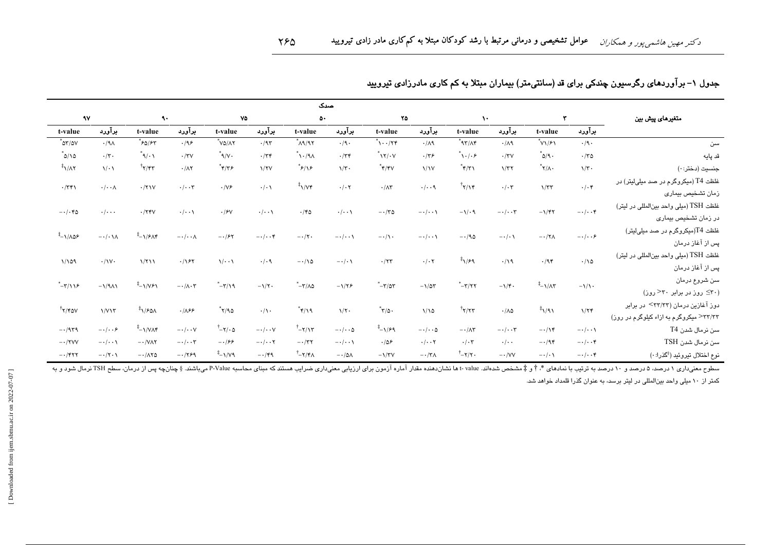جدول ۱- برآوردهای رگرسیون چندکی برای قد (سانتی‌متر) بیماران مبتلا به کم کاری مادرزادی تیرویید

| متغیرهای پیش بین | صدک | | | | | | | | | | | | | |
|---|---|---|---|---|---|---|---|---|---|---|---|---|---|---|
| | ۳ | | ۱۰ | | ۲۵ | | ۵۰ | | ۷۵ | | ۹۰ | | ۹۷ | |
| | برآورد | t-value | برآورد | t-value | برآورد | t-value | برآورد | t-value | برآورد | t-value | برآورد | t-value | برآورد | t-value |
| سن | ۰/۹۰ | *۷۱/۶۱ | ۰/۸۹ | *۹۳/۸۴ | ۰/۸۹ | *۱۰۰/۲۴ | ۰/۹۰ | *۸۹/۹۲ | ۰/۹۳ | *۷۵/۸۲ | ۰/۹۶ | *۶۵/۶۳ | ۰/۹۸ | *۵۳/۵۷ |
| قد پایه | ۰/۳۵ | *۵/۹۰ | ۰/۳۷ | *۱۰/۰۶ | ۰/۳۶ | *۱۲/۰۷ | ۰/۳۴ | *۱۰/۹۸ | ۰/۳۴ | *۹/۷۰ | ۰/۳۷ | *۹/۰۱ | ۰/۳۰ | *۵/۱۵ |
| جنسیت (دختر: ۰) | ۱/۳۰ | *۲/۸۰ | ۱/۳۲ | *۴/۳۱ | ۱/۱۷ | *۴/۴۷ | ۱/۳۰ | *۶/۱۶ | ۱/۲۷ | *۴/۳۶ | ۰/۸۲ | †۲/۴۳ | ۱/۰۱ | ‡۱/۸۲ |
| غلظت T4 (میکروگرم در صد میلی‌لیتر) در زمان تشخیص بیماری | ۰/۰۴ | ۱/۳۳ | ۰/۰۳ | †۲/۱۴ | ۰/۰۰۹ | ۰/۸۳ | ۰/۰۲ | ‡۱/۷۴ | ۰/۰۱ | ۰/۷۶ | ۰/۰۰۳ | ۰/۲۱۷ | ۰/۰۰۸ | ۰/۳۴۱ |
| غلظت TSH (میلی واحد بین‌المللی در لیتر) در زمان تشخیص بیماری | −۰/۰۰۴ | −۱/۴۲ | −۰/۰۰۳ | −۱/۰۹ | −۰/۰۰۱ | −۰/۳۵ | ۰/۰۰۱ | ۰/۴۵ | ۰/۰۰۱ | ۰/۶۷ | ۰/۰۰۱ | ۰/۲۴۷ | ۰/۰۰۰ | −۰/۰۴۵ |
| غلظت T4(میکروگرم در صد میلی‌لیتر) پس از آغاز درمان | −۰/۰۰۶ | −۰/۲۸ | −۰/۰۱ | −۰/۹۵ | −۰/۰۰۱ | −۰/۱۰ | −۰/۰۰۱ | −۰/۲۰ | −۰/۰۰۴ | −۰/۶۲ | −۰/۰۰۸ | ‡−۱/۶۸۴ | −۰/۰۱۸ | ‡−۱/۸۵۶ |
| غلظت TSH (میلی واحد بین‌المللی در لیتر) پس از آغاز درمان | ۰/۱۵ | ۰/۹۴ | ۰/۱۹ | ‡۱/۶۹ | ۰/۰۲ | ۰/۲۳ | −۰/۰۱ | −۰/۱۵ | ۰/۰۹ | ۱/۰۰۱ | ۰/۱۶۲ | ۱/۲۱۱ | ۰/۱۷۰ | ۱/۱۵۹ |
| سن شروع درمان (۳۰≥ روز در برابر ۳۰< روز) | −۱/۱۰ | ‡−۱/۸۳ | −۱/۴۰ | *−۳/۲۲ | −۱/۵۳ | *−۳/۵۳ | −۱/۲۶ | *−۳/۸۵ | −۱/۲۰ | *−۳/۱۹ | −۰/۸۰۳ | ‡−۱/۷۶۱ | −۱/۹۸۱ | *−۳/۱۱۶ |
| دوز آغازین درمان (۳۳/۳۳> در برابر ۳۳/۳۳< میکروگرم به ازاء کیلوگرم در روز) | ۱/۲۴ | ‡۱/۹۱ | ۰/۸۵ | †۲/۲۳ | ۱/۱۵ | *۳/۵۰ | ۱/۲۰ | *۴/۱۹ | ۰/۱۰ | *۲/۹۵ | ۰/۸۶۶ | ‡۱/۶۵۸ | ۱/۷۱۳ | †۲/۴۵۷ |
| سن نرمال شدن T4 | −۰/۰۰۱ | −۰/۱۴ | −۰/۰۰۳ | −۰/۸۳ | −۰/۰۰۵ | ‡−۱/۶۹ | −۰/۰۰۵ | †−۲/۱۳ | −۰/۰۰۷ | †−۲/۰۵ | −۰/۰۰۷ | ‡−۱/۷۸۴ | −۰/۰۰۶ | −۰/۹۳۹ |
| سن نرمال شدن TSH | −۰/۰۰۴ | −۰/۹۴ | ۰/۰۰ | ۰/۰۳ | ۰/۰۰۲ | ۰/۵۶ | −۰/۰۰۱ | −۰/۳۲ | −۰/۰۰۲ | −۰/۶۶ | −۰/۰۰۳ | −۰/۷۸۲ | −۰/۰۰۱ | −۰/۲۷۷ |
| نوع اختلال تیروئید (§گذرا: ۰) | −۰/۰۰۴ | −۰/۰۱ | −۰/۷۷ | †−۲/۲۰ | −۰/۳۸ | −۱/۳۷ | −۰/۵۸ | †−۲/۴۸ | −۰/۴۹ | ‡−۱/۷۹ | −۰/۲۶۹ | −۰/۸۲۵ | −۰/۲۰۱ | −۰/۴۲۲ |

سطوح معنی‌داری ۱ درصد، ۵ درصد و ۱۰ درصد به ترتیب با نمادهای *، † و ‡ مشخص شده‌اند. t- value ها نشان‌دهنده مقدار آماره آزمون برای ارزیابی معنی‌داری ضرایب هستند که مبنای محاسبه P-Value می‌باشند. § چنانچه پس از درمان، سطح TSH نرمال شود و به کمتر از ۱۰ میلی واحد بین‌المللی در لیتر برسد، به عنوان گذرا قلمداد خواهد شد.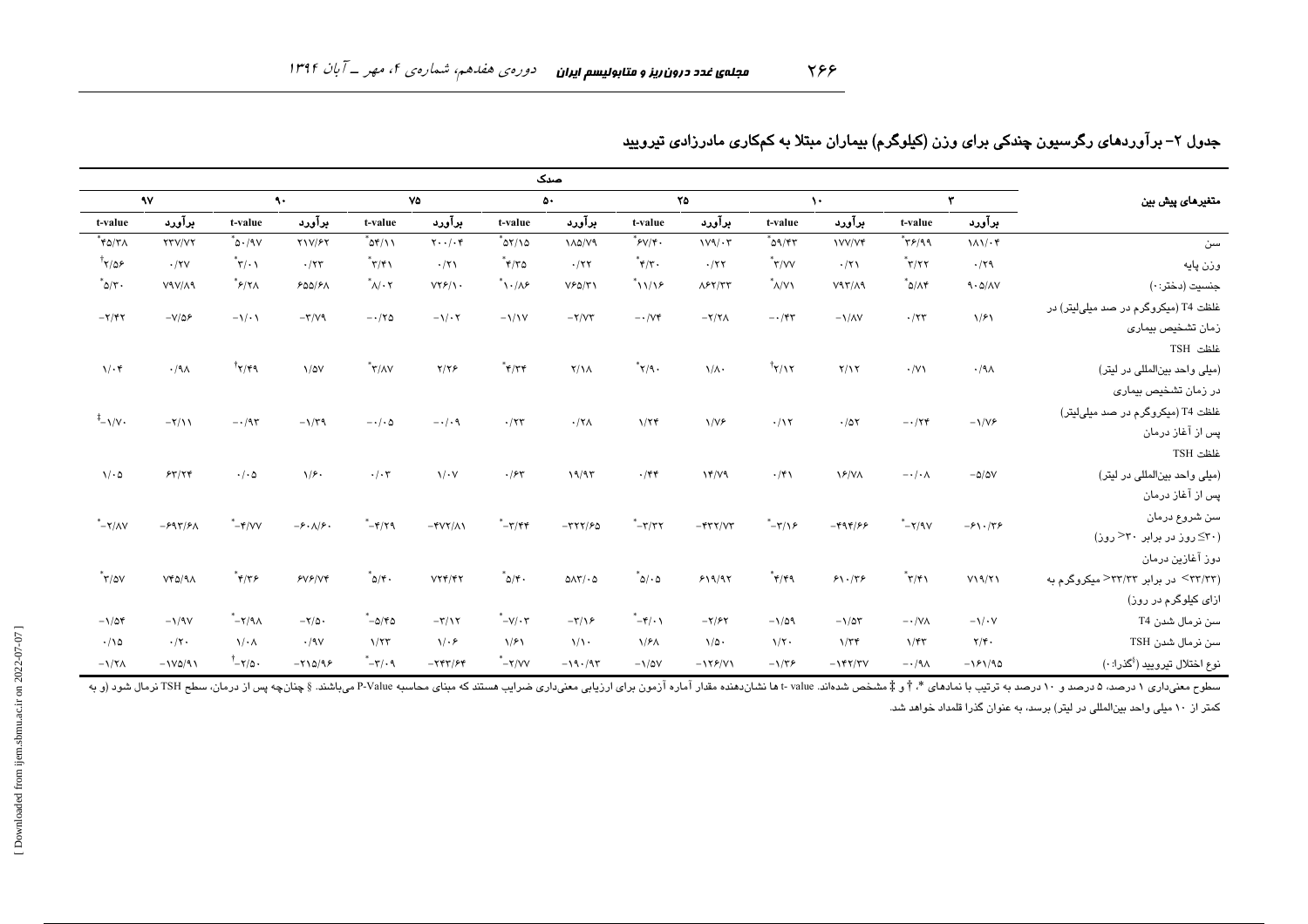## جدول ۲- برآوردهای رگرسیون چندکی برای وزن (کیلوگرم) بیماران مبتلا به کم‌کاری مادرزادی تیرویید

| متغیرهای پیش بین | صدک | | | | | | | | | | | | | |
|---|---|---|---|---|---|---|---|---|---|---|---|---|---|---|
| | ۳ | | ۱۰ | | ۲۵ | | ۵۰ | | ۷۵ | | ۹۰ | | ۹۷ | |
| | برآورد | t-value | برآورد | t-value | برآورد | t-value | برآورد | t-value | برآورد | t-value | برآورد | t-value | برآورد | t-value |
| سن | ۱۸۱/۰۴ | *۳۶/۹۹ | ۱۷۷/۷۴ | *۵۹/۴۳ | ۱۷۹/۰۳ | *۶۷/۴۰ | ۱۸۵/۷۹ | *۵۲/۱۵ | ۲۰۰/۰۴ | *۵۴/۱۱ | ۲۱۷/۶۲ | *۵۰/۹۷ | ۲۳۷/۷۲ | *۴۵/۳۸ |
| وزن پایه | ۰/۲۹ | *۳/۲۲ | ۰/۲۱ | *۳/۷۷ | ۰/۲۲ | *۴/۳۰ | ۰/۲۲ | *۴/۳۵ | ۰/۲۱ | *۳/۴۱ | ۰/۲۳ | *۳/۰۱ | ۰/۲۷ | †۲/۵۶ |
| جنسیت (دختر: ۰) | ۹۰۵/۸۷ | *۵/۸۴ | ۷۹۳/۸۹ | *۸/۷۱ | ۸۶۲/۳۳ | *۱۱/۱۶ | ۷۶۵/۳۱ | *۱۰/۸۶ | ۷۲۶/۱۰ | *۸/۰۲ | ۶۵۵/۶۸ | *۶/۲۸ | ۷۹۷/۸۹ | *۵/۳۰ |
| غلظت T4 (میکروگرم در صد میلی‌لیتر) در زمان تشخیص بیماری | ۱/۶۱ | ۰/۲۳ | −۱/۸۷ | −۰/۴۳ | −۲/۲۸ | −۰/۷۴ | −۲/۷۳ | −۱/۱۷ | −۱/۰۲ | −۰/۲۵ | −۳/۷۹ | −۱/۰۱ | −۷/۵۶ | −۲/۴۲ |
| غلظت TSH (میلی واحد بین‌المللی در لیتر) در زمان تشخیص بیماری | ۰/۹۸ | ۰/۷۱ | ۲/۱۲ | †۲/۱۲ | ۱/۸۰ | *۲/۹۰ | ۲/۱۸ | *۴/۳۴ | ۲/۲۶ | *۳/۸۷ | ۱/۵۷ | †۲/۴۹ | ۰/۹۸ | ۱/۰۴ |
| غلظت T4 (میکروگرم در صد میلی‌لیتر) پس از آغاز درمان | −۱/۷۶ | −۰/۲۴ | ۰/۵۲ | ۰/۱۲ | ۱/۷۶ | ۱/۲۴ | ۰/۲۸ | ۰/۲۳ | −۰/۰۹ | −۰/۰۵ | −۱/۳۹ | −۰/۹۳ | −۲/۱۱ | ‡−۱/۷۰ |
| غلظت TSH (میلی واحد بین‌المللی در لیتر) پس از آغاز درمان | −۵/۵۷ | −۰/۰۸ | ۱۶/۷۸ | ۰/۴۱ | ۱۴/۷۹ | ۰/۴۴ | ۱۹/۹۳ | ۰/۶۳ | ۱/۰۷ | ۰/۰۳ | ۱/۶۰ | ۰/۰۵ | ۶۳/۲۴ | ۱/۰۵ |
| سن شروع درمان (۳۰≥ روز در برابر ۳۰< روز) | −۶۱۰/۳۶ | *−۲/۹۷ | −۴۹۴/۶۶ | *−۳/۱۶ | −۴۳۲/۷۳ | *−۳/۳۲ | −۳۲۲/۶۵ | *−۳/۴۴ | −۴۷۲/۸۱ | *−۴/۲۹ | −۶۰۸/۶۰ | *−۴/۷۷ | −۶۹۳/۶۸ | *−۲/۸۷ |
| دوز آغازین درمان (۳۳/۳۳> در برابر ۳۳/۳۳< میکروگرم به ازای کیلوگرم در روز) | ۷۱۹/۲۱ | *۳/۴۱ | ۶۱۰/۳۶ | *۴/۴۹ | ۶۱۹/۹۲ | *۵/۰۵ | ۵۸۳/۰۵ | *۵/۴۰ | ۷۲۴/۴۲ | *۵/۴۰ | ۶۷۶/۷۴ | *۴/۳۶ | ۷۴۵/۹۸ | *۳/۵۷ |
| سن نرمال شدن T4 | −۱/۰۷ | −۰/۷۸ | −۱/۵۳ | −۱/۵۹ | −۲/۶۲ | *−۴/۰۱ | −۳/۱۶ | *−۷/۰۳ | −۳/۱۲ | *−۵/۴۵ | −۲/۵۰ | *−۲/۹۸ | −۱/۹۷ | −۱/۵۴ |
| سن نرمال شدن TSH | ۲/۴۰ | ۱/۴۳ | ۱/۳۴ | ۱/۲۰ | ۱/۵۰ | ۱/۶۸ | ۱/۱۰ | ۱/۶۱ | ۱/۰۶ | ۱/۲۳ | ۰/۹۷ | ۱/۰۸ | ۰/۲۰ | ۰/۱۵ |
| نوع اختلال تیرویید (§گذرا: ۰) | −۱۶۱/۹۵ | −۰/۹۸ | −۱۴۲/۳۷ | −۱/۳۶ | −۱۲۶/۷۱ | −۱/۵۷ | −۱۹۰/۹۳ | *−۲/۷۷ | −۲۴۳/۶۴ | *−۳/۰۹ | −۲۱۵/۹۶ | †−۲/۵۰ | −۱۷۵/۹۱ | −۱/۲۸ |

سطوح معنی‌داری ۱ درصد، ۵ درصد و ۱۰ درصد به ترتیب با نمادهای *، † و ‡ مشخص شده‌اند. t- value ها نشان‌دهنده مقدار آماره آزمون برای ارزیابی معنی‌داری ضرایب هستند که مبنای محاسبه P-Value می‌باشند. § چنانچه پس از درمان، سطح TSH نرمال شود (و به کمتر از ۱۰ میلی واحد بین‌المللی در لیتر) برسد، به عنوان گذرا قلمداد خواهد شد.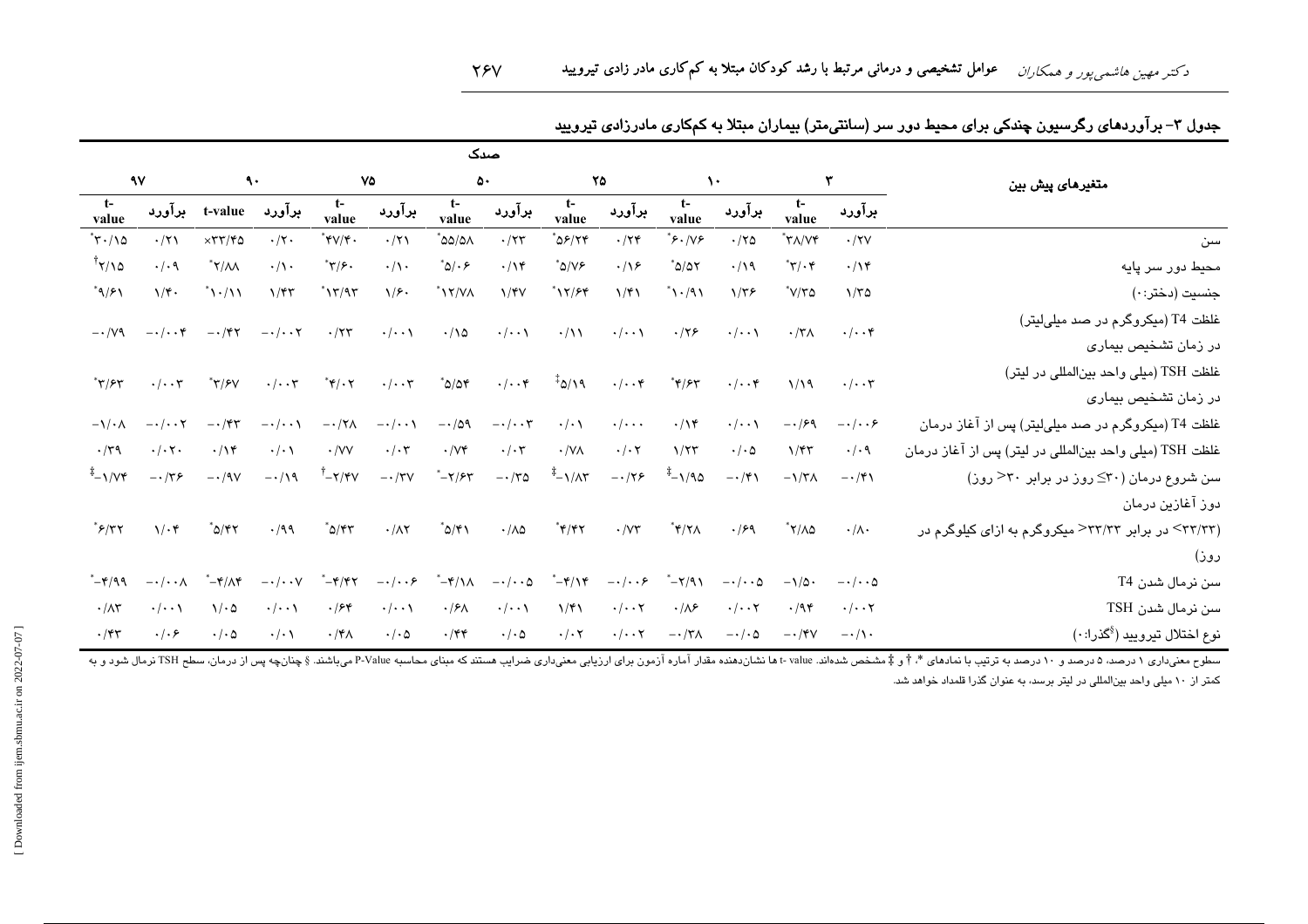**جدول ۳- برآوردهای رگرسیون چندکی برای محیط دور سر (سانتی‌متر) بیماران مبتلا به کم‌کاری مادرزادی تیرویید**

| متغیرهای پیش بین | صدک ۳ | | صدک ۱۰ | | صدک ۲۵ | | صدک ۵۰ | | صدک ۷۵ | | صدک ۹۰ | | صدک ۹۷ | |
|---|---|---|---|---|---|---|---|---|---|---|---|---|---|---|
| | برآورد | t-value | برآورد | t-value | برآورد | t-value | برآورد | t-value | برآورد | t-value | برآورد | t-value | برآورد | t-value |
| سن | ۰/۲۷ | ۳۸/۷۴* | ۰/۲۵ | ۶۰/۷۶* | ۰/۲۴ | ۵۶/۲۴* | ۰/۲۳ | ۵۵/۵۸* | ۰/۲۱ | ۴۷/۴۰* | ۰/۲۰ | ×۲۳/۴۵ | ۰/۲۱ | ۳۰/۱۵* |
| محیط دور سر پایه | ۰/۱۴ | ۳/۰۴* | ۰/۱۹ | ۵/۵۲* | ۰/۱۶ | ۵/۷۶* | ۰/۱۴ | ۵/۰۶* | ۰/۱۰ | ۳/۶۰* | ۰/۱۰ | ۲/۸۸* | ۰/۰۹ | ۲/۱۵† |
| جنسیت (دختر:۰) | ۱/۳۵ | ۷/۳۵* | ۱/۳۶ | ۱۰/۹۱* | ۱/۴۱ | ۱۲/۶۴* | ۱/۴۷ | ۱۲/۷۸* | ۱/۶۰ | ۱۳/۹۳* | ۱/۴۳ | ۱۰/۱۱* | ۱/۴۰ | ۹/۶۱* |
| غلظت T4 (میکروگرم در صد میلی‌لیتر) در زمان تشخیص بیماری | ۰/۰۰۴ | ۰/۳۸ | ۰/۰۰۱ | ۰/۲۶ | ۰/۰۰۱ | ۰/۱۱ | ۰/۰۰۱ | ۰/۱۵ | ۰/۰۰۱ | ۰/۲۳ | −۰/۰۰۲ | −۰/۴۲ | −۰/۰۰۴ | −۰/۷۹ |
| غلظت TSH (میلی واحد بین‌المللی در لیتر) در زمان تشخیص بیماری | ۰/۰۰۳ | ۱/۱۹ | ۰/۰۰۴ | ۴/۶۳* | ۰/۰۰۴ | ۵/۱۹‡ | ۰/۰۰۴ | ۵/۵۴* | ۰/۰۰۳ | ۴/۰۲* | ۰/۰۰۳ | ۳/۶۷* | ۰/۰۰۳ | ۳/۶۳* |
| غلظت T4 (میکروگرم در صد میلی‌لیتر) پس از آغاز درمان | −۰/۰۰۶ | −۰/۶۹ | ۰/۰۰۱ | ۰/۱۴ | ۰/۰۰۰ | ۰/۰۱ | −۰/۰۰۳ | −۰/۵۹ | −۰/۰۰۱ | −۰/۲۸ | −۰/۰۰۱ | −۰/۴۳ | −۰/۰۰۲ | −۱/۰۸ |
| غلظت TSH (میلی واحد بین‌المللی در لیتر) پس از آغاز درمان | ۰/۰۹ | ۱/۴۳ | ۰/۰۵ | ۱/۲۳ | ۰/۰۲ | ۰/۷۸ | ۰/۰۳ | ۰/۷۴ | ۰/۰۳ | ۰/۷۷ | ۰/۰۱ | ۰/۱۴ | ۰/۰۲۰ | ۰/۳۹ |
| سن شروع درمان (۳۰≥ روز در برابر ۳۰< روز) | −۰/۴۱ | −۱/۳۸ | −۰/۴۱ | −۱/۹۵‡ | −۰/۲۶ | −۱/۸۳‡ | −۰/۳۵ | −۲/۶۳* | −۰/۳۷ | −۲/۴۷† | −۰/۱۹ | −۰/۹۷ | −۰/۳۶ | −۱/۷۴‡ |
| دوز آغازین درمان (۳۳/۳۳> در برابر ۳۳/۳۳< میکروگرم به ازای کیلوگرم در روز) | ۰/۸۰ | ۲/۸۵* | ۰/۶۹ | ۴/۲۸* | ۰/۷۳ | ۴/۴۲* | ۰/۸۵ | ۵/۴۱* | ۰/۸۲ | ۵/۴۳* | ۰/۹۹ | ۵/۴۲* | ۱/۰۴ | ۶/۳۲* |
| سن نرمال شدن T4 | −۰/۰۰۵ | −۱/۵۰ | −۰/۰۰۵ | −۲/۹۱* | −۰/۰۰۶ | −۴/۱۴* | −۰/۰۰۵ | −۴/۱۸* | −۰/۰۰۶ | −۴/۴۲* | −۰/۰۰۷ | −۴/۸۴* | −۰/۰۰۸ | −۴/۹۹* |
| سن نرمال شدن TSH | ۰/۰۰۲ | ۰/۹۴ | ۰/۰۰۲ | ۰/۸۶ | ۰/۰۰۲ | ۱/۴۱ | ۰/۰۰۱ | ۰/۶۸ | ۰/۰۰۱ | ۰/۶۴ | ۰/۰۰۱ | ۱/۰۵ | ۰/۰۰۱ | ۰/۸۳ |
| نوع اختلال تیرویید (§گذرا:۰) | −۰/۱۰ | −۰/۴۷ | −۰/۰۵ | −۰/۳۸ | ۰/۰۰۲ | ۰/۰۲ | ۰/۰۵ | ۰/۴۴ | ۰/۰۵ | ۰/۴۸ | ۰/۰۱ | ۱/۰۵ | ۰/۰۶ | ۰/۴۳ |

سطوح معنی‌داری ۱ درصد، ۵ درصد و ۱۰ درصد به ترتیب با نمادهای *، † و ‡ مشخص شده‌اند. t- value ها نشان‌دهنده مقدار آماره آزمون برای ارزیابی معنی‌داری ضرایب هستند که مبنای محاسبه P-Value می‌باشند. § چنانچه پس از درمان، سطح TSH نرمال شود و به کمتر از ۱۰ میلی واحد بین‌المللی در لیتر برسد، به عنوان گذرا قلمداد خواهد شد.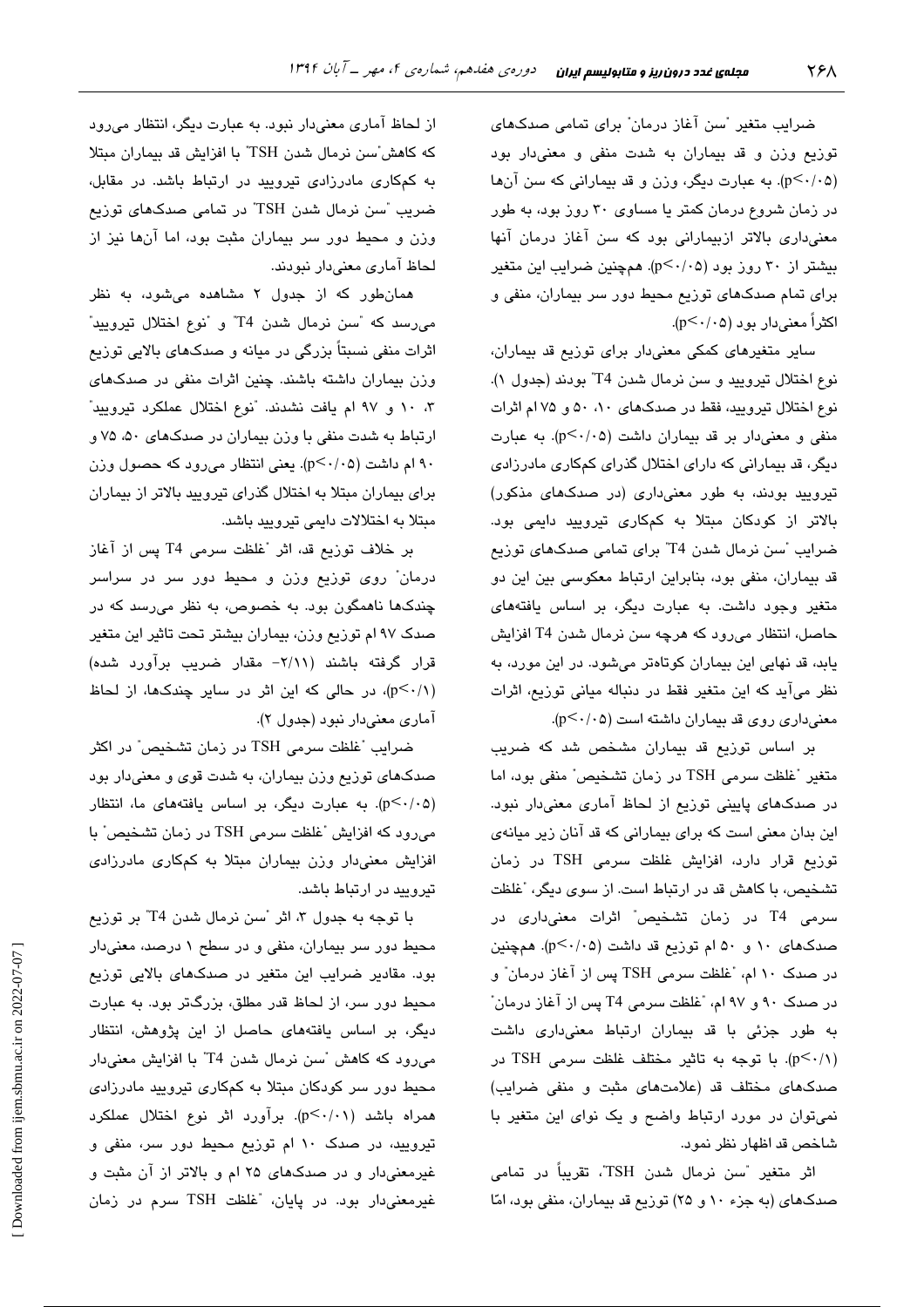ضرایب متغیر "سن آغاز درمان" برای تمامی صدک‌های توزیع وزن و قد بیماران به شدت منفی و معنی‌دار بود (p<۰/۰۵). به عبارت دیگر، وزن و قد بیمارانی که سن آن‌ها در زمان شروع درمان کمتر یا مساوی ۳۰ روز بود، به طور معنی‌داری بالاتر ازبیمارانی بود که سن آغاز درمان آنها بیشتر از ۳۰ روز بود (p<۰/۰۵). همچنین ضرایب این متغیر برای تمام صدک‌های توزیع محیط دور سر بیماران، منفی و اکثراً معنی‌دار بود (p<۰/۰۵).

سایر متغیرهای کمکی معنی‌دار برای توزیع قد بیماران، نوع اختلال تیرویید و سن نرمال شدن T4" بودند (جدول ۱). نوع اختلال تیرویید، فقط در صدک‌های ۱۰، ۵۰ و ۷۵ ام اثرات منفی و معنی‌دار بر قد بیماران داشت (p<۰/۰۵). به عبارت دیگر، قد بیمارانی که دارای اختلال گذرای کم‌کاری مادرزادی تیرویید بودند، به طور معنی‌داری (در صدک‌های مذکور) بالاتر از کودکان مبتلا به کم‌کاری تیرویید دایمی بود. ضرایب "سن نرمال شدن T4" برای تمامی صدک‌های توزیع قد بیماران، منفی بود، بنابراین ارتباط معکوسی بین این دو متغیر وجود داشت. به عبارت دیگر، بر اساس یافته‌های حاصل، انتظار می‌رود که هرچه سن نرمال شدن T4 افزایش یابد، قد نهایی این بیماران کوتاه‌تر می‌شود. در این مورد، به نظر می‌آید که این متغیر فقط در دنباله میانی توزیع، اثرات معنی‌داری روی قد بیماران داشته است (p<۰/۰۵).

بر اساس توزیع قد بیماران مشخص شد که ضریب متغیر "غلظت سرمی TSH در زمان تشخیص" منفی بود، اما در صدک‌های پایینی توزیع از لحاظ آماری معنی‌دار نبود. این بدان معنی است که برای بیمارانی که قد آنان زیر میانه‌ی توزیع قرار دارد، افزایش غلظت سرمی TSH در زمان تشخیص، با کاهش قد در ارتباط است. از سوی دیگر، "غلظت سرمی T4 در زمان تشخیص" اثرات معنی‌داری در صدک‌های ۱۰ و ۵۰ ام توزیع قد داشت (p<۰/۰۵). همچنین در صدک ۱۰ ام، "غلظت سرمی TSH پس از آغاز درمان" و در صدک ۹۰ و ۹۷ ام، "غلظت سرمی T4 پس از آغاز درمان" به طور جزئی با قد بیماران ارتباط معنی‌داری داشت (p<۰/۱). با توجه به تاثیر مختلف غلظت سرمی TSH در صدک‌های مختلف قد (علامت‌های مثبت و منفی ضرایب) نمی‌توان در مورد ارتباط واضح و یک نوای این متغیر با شاخص قد اظهار نظر نمود.

اثر متغیر "سن نرمال شدن TSH"، تقریباً در تمامی صدک‌های (به جزء ۱۰ و ۲۵) توزیع قد بیماران، منفی بود، امّا از لحاظ آماری معنی‌دار نبود. به عبارت دیگر، انتظار می‌رود که کاهش"سن نرمال شدن TSH" با افزایش قد بیماران مبتلا به کم‌کاری مادرزادی تیرویید در ارتباط باشد. در مقابل، ضریب "سن نرمال شدن TSH" در تمامی صدک‌های توزیع وزن و محیط دور سر بیماران مثبت بود، اما آن‌ها نیز از لحاظ آماری معنی‌دار نبودند.

همان‌طور که از جدول ۲ مشاهده می‌شود، به نظر می‌رسد که "سن نرمال شدن T4" و "نوع اختلال تیرویید" اثرات منفی نسبتاً بزرگی در میانه و صدک‌های بالایی توزیع وزن بیماران داشته باشند. چنین اثرات منفی در صدک‌های ۳، ۱۰ و ۹۷ ام یافت نشدند. "نوع اختلال عملکرد تیرویید" ارتباط به شدت منفی با وزن بیماران در صدک‌های ۵۰، ۷۵ و ۹۰ ام داشت (p<۰/۰۵). یعنی انتظار می‌رود که حصول وزن برای بیماران مبتلا به اختلال گذرای تیرویید بالاتر از بیماران مبتلا به اختلالات دایمی تیرویید باشد.

بر خلاف توزیع قد، اثر "غلظت سرمی T4 پس از آغاز درمان" روی توزیع وزن و محیط دور سر در سراسر چندک‌ها ناهمگون بود. به نظر می‌رسد که در صدک ۹۷ ام توزیع وزن، بیماران بیشتر تحت تاثیر این متغیر قرار گرفته باشند (۲/۱۱- مقدار ضریب برآورد شده) (p<۰/۱)، در حالی که این اثر در سایر چندک‌ها، از لحاظ آماری معنی‌دار نبود (جدول ۲).

ضرایب "غلظت سرمی TSH در زمان تشخیص" در اکثر صدک‌های توزیع وزن بیماران، به شدت قوی و معنی‌دار بود (p<۰/۰۵). به عبارت دیگر، بر اساس یافته‌های ما، انتظار می‌رود که افزایش "غلظت سرمی TSH در زمان تشخیص" با افزایش معنی‌دار وزن بیماران مبتلا به کم‌کاری مادرزادی تیرویید در ارتباط باشد.

با توجه به جدول ۳، اثر "سن نرمال شدن T4" بر توزیع محیط دور سر بیماران، منفی و در سطح ۱ درصد، معنی‌دار بود. مقادیر ضرایب این متغیر در صدک‌های بالایی توزیع محیط دور سر، از لحاظ قدر مطلق، بزرگتر بود. به عبارت دیگر، بر اساس یافته‌های حاصل از این پژوهش، انتظار می‌رود که کاهش "سن نرمال شدن T4" با افزایش معنی‌دار محیط دور سر کودکان مبتلا به کم‌کاری تیرویید مادرزادی همراه باشد (p<۰/۰۱). برآورد اثر نوع اختلال عملکرد تیرویید، در صدک ۱۰ ام توزیع محیط دور سر، منفی و غیرمعنی‌دار و در صدک‌های ۲۵ ام و بالاتر از آن مثبت و غیرمعنی‌دار بود. در پایان، "غلظت TSH سرم در زمان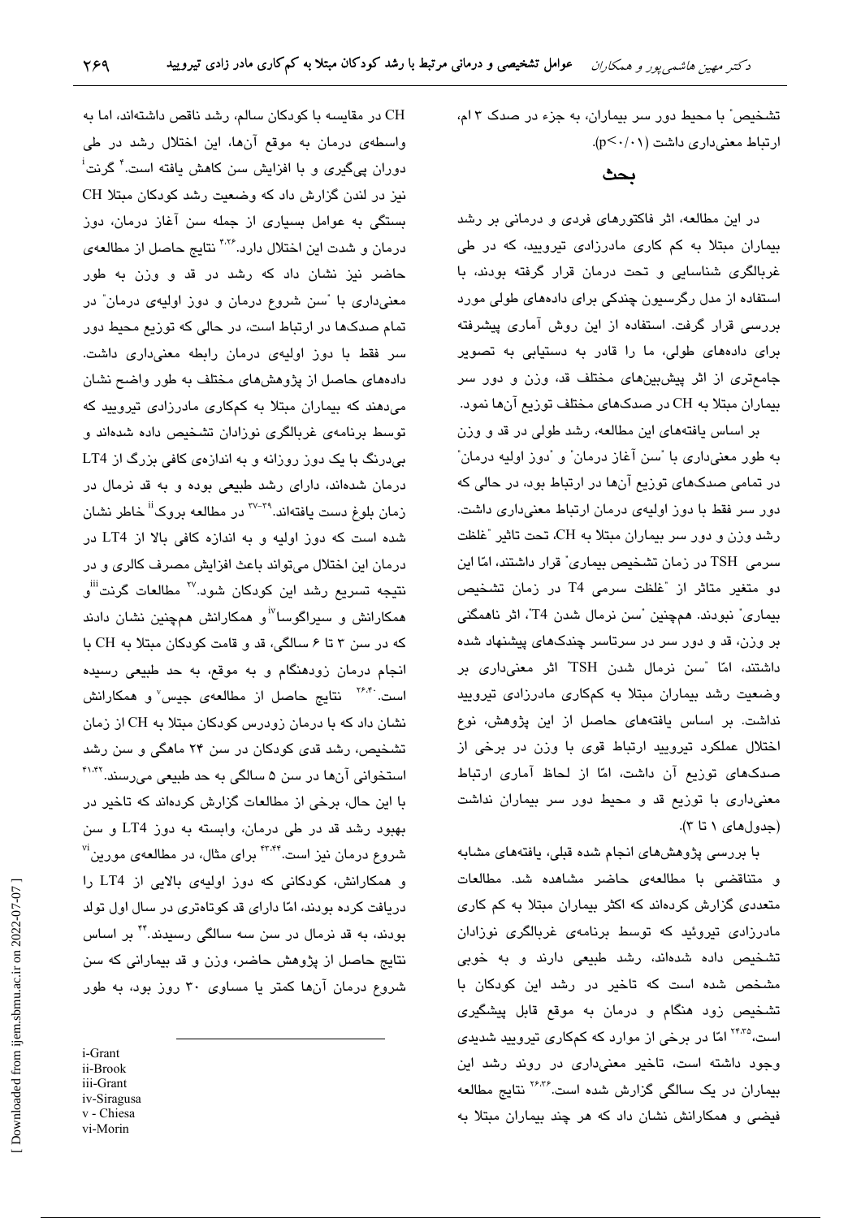تشخیص" با محیط دور سر بیماران، به جزء در صدک ۳ ام، ارتباط معنی‌داری داشت ($p<0/01$).

## بحث

در این مطالعه، اثر فاکتورهای فردی و درمانی بر رشد بیماران مبتلا به کم کاری مادرزادی تیرویید، که در طی غربالگری شناسایی و تحت درمان قرار گرفته بودند، با استفاده از مدل رگرسیون چندکی برای داده‌های طولی مورد بررسی قرار گرفت. استفاده از این روش آماری پیشرفته برای داده‌های طولی، ما را قادر به دستیابی به تصویر جامع‌تری از اثر پیش‌بین‌های مختلف قد، وزن و دور سر بیماران مبتلا به CH در صدک‌های مختلف توزیع آن‌ها نمود.

بر اساس یافته‌های این مطالعه، رشد طولی در قد و وزن به طور معنی‌داری با "سن آغاز درمان" و "دوز اولیه درمان" در تمامی صدک‌های توزیع آن‌ها در ارتباط بود، در حالی که دور سر فقط با دوز اولیه‌ی درمان ارتباط معنی‌داری داشت. رشد وزن و دور سر بیماران مبتلا به CH، تحت تاثیر "غلظت سرمی TSH در زمان تشخیص بیماری" قرار داشتند، امّا این دو متغیر متاثر از "غلظت سرمی T4 در زمان تشخیص بیماری" نبودند. همچنین "سن نرمال شدن T4"، اثر ناهمگنی بر وزن، قد و دور سر در سرتاسر چندک‌های پیشنهاد شده داشتند، امّا "سن نرمال شدن TSH" اثر معنی‌داری بر وضعیت رشد بیماران مبتلا به کم‌کاری مادرزادی تیرویید نداشت. بر اساس یافته‌های حاصل از این پژوهش، نوع اختلال عملکرد تیرویید ارتباط قوی با وزن در برخی از صدک‌های توزیع آن داشت، امّا از لحاظ آماری ارتباط معنی‌داری با توزیع قد و محیط دور سر بیماران نداشت (جدول‌های ۱ تا ۳).

با بررسی پژوهش‌های انجام شده قبلی، یافته‌های مشابه و متناقضی با مطالعه‌ی حاضر مشاهده شد. مطالعات متعددی گزارش کرده‌اند که اکثر بیماران مبتلا به کم کاری مادرزادی تیروئید که توسط برنامه‌ی غربالگری نوزادان تشخیص داده شده‌اند، رشد طبیعی دارند و به خوبی مشخص شده است که تاخیر در رشد این کودکان با تشخیص زود هنگام و درمان به موقع قابل پیشگیری است،[24،35] امّا در برخی از موارد که کم‌کاری تیرویید شدیدی وجود داشته است، تاخیر معنی‌داری در روند رشد این بیماران در یک سالگی گزارش شده است.[26،36] نتایج مطالعه فیضی و همکارانش نشان داد که هر چند بیماران مبتلا به CH در مقایسه با کودکان سالم، رشد ناقص داشته‌اند، اما به واسطه‌ی درمان به موقع آن‌ها، این اختلال رشد در طی دوران پی‌گیری و با افزایش سن کاهش یافته است.[4] گرنت[i] نیز در لندن گزارش داد که وضعیت رشد کودکان مبتلا CH بستگی به عوامل بسیاری از جمله سن آغاز درمان، دوز درمان و شدت این اختلال دارد.[4،26] نتایج حاصل از مطالعه‌ی حاضر نیز نشان داد که رشد در قد و وزن به طور معنی‌داری با "سن شروع درمان و دوز اولیه‌ی درمان" در تمام صدک‌ها در ارتباط است، در حالی که توزیع محیط دور سر فقط با دوز اولیه‌ی درمان رابطه معنی‌داری داشت. داده‌های حاصل از پژوهش‌های مختلف به طور واضح نشان می‌دهند که بیماران مبتلا به کم‌کاری مادرزادی تیرویید که توسط برنامه‌ی غربالگری نوزادان تشخیص داده شده‌اند و بی‌درنگ با یک دوز روزانه و به اندازه‌ی کافی بزرگ از LT4 درمان شده‌اند، دارای رشد طبیعی بوده و به قد نرمال در زمان بلوغ دست یافته‌اند.[37-39] در مطالعه بروک[ii] خاطر نشان شده است که دوز اولیه و به اندازه کافی بالا از LT4 در درمان این اختلال می‌تواند باعث افزایش مصرف کالری و در نتیجه تسریع رشد این کودکان شود.[27] مطالعات گرنت[iii] و همکارانش و سیراگوسا[iv] و همکارانش همچنین نشان دادند که در سن ۳ تا ۶ سالگی، قد و قامت کودکان مبتلا به CH با انجام درمان زودهنگام و به موقع، به حد طبیعی رسیده است.[26،40] نتایج حاصل از مطالعه‌ی جیس[v] و همکارانش نشان داد که با درمان زودرس کودکان مبتلا به CH از زمان تشخیص، رشد قدی کودکان در سن ۲۴ ماهگی و سن رشد استخوانی آن‌ها در سن ۵ سالگی به حد طبیعی می‌رسند.[41،42] با این حال، برخی از مطالعات گزارش کرده‌اند که تاخیر در بهبود رشد قد در طی درمان، وابسته به دوز LT4 و سن شروع درمان نیز است.[43،44] برای مثال، در مطالعه‌ی مورین[vi] و همکارانش، کودکانی که دوز اولیه‌ی بالایی از LT4 را دریافت کرده بودند، امّا دارای قد کوتاه‌تری در سال اول تولد بودند، به قد نرمال در سن سه سالگی رسیدند.[44] بر اساس نتایج حاصل از پژوهش حاضر، وزن و قد بیمارانی که سن شروع درمان آن‌ها کمتر یا مساوی ۳۰ روز بود، به طور

i-Grant
ii-Brook
iii-Grant
iv-Siragusa
v - Chiesa
vi-Morin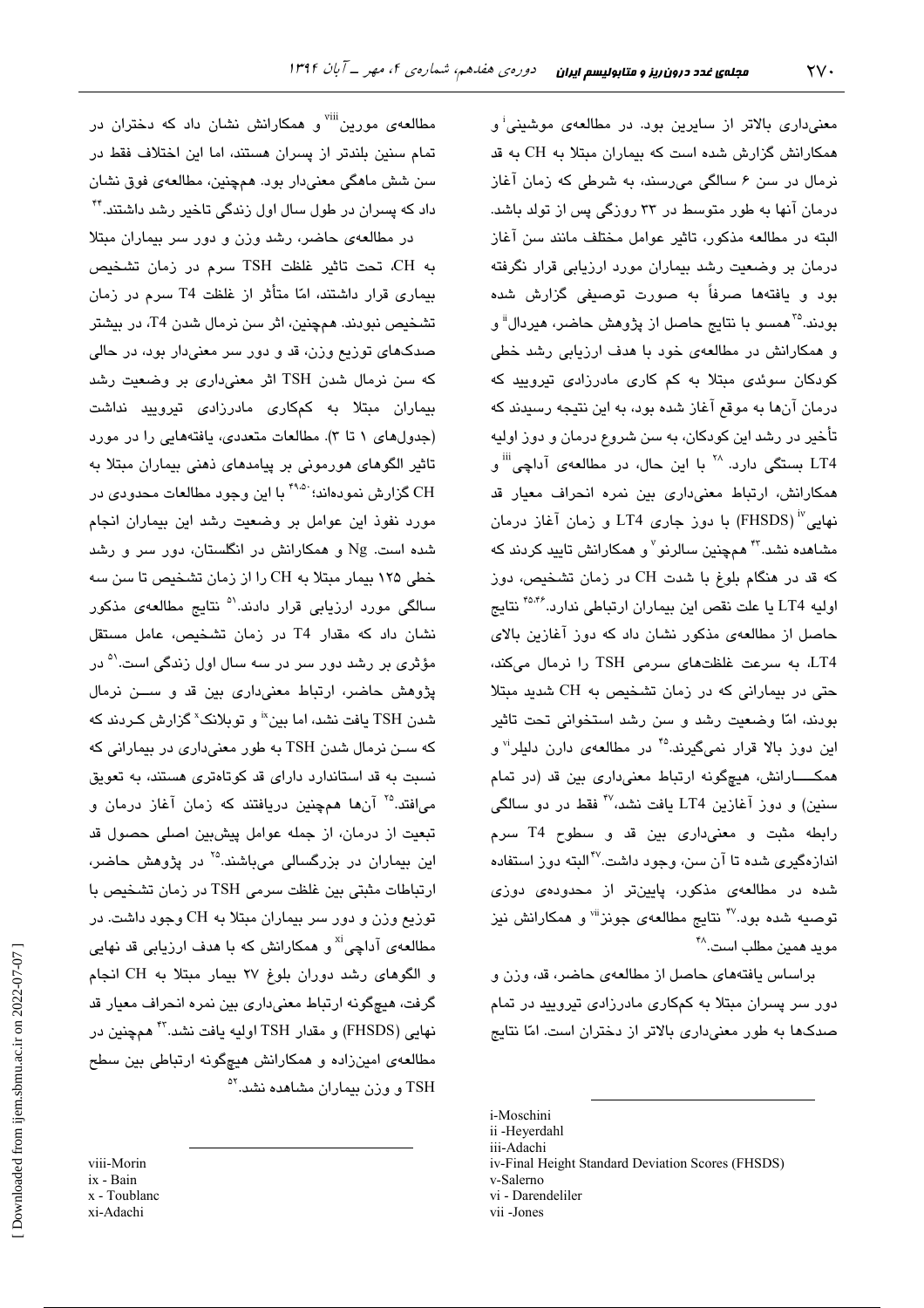معنی‌داری بالاتر از سایرین بود. در مطالعه‌ی موشینی[i] و همکارانش گزارش شده است که بیماران مبتلا به CH به قد نرمال در سن ۶ سالگی می‌رسند، به شرطی که زمان آغاز درمان آنها به طور متوسط در ۳۳ روزگی پس از تولد باشد. البته در مطالعه مذکور، تاثیر عوامل مختلف مانند سن آغاز درمان بر وضعیت رشد بیماران مورد ارزیابی قرار نگرفته بود و یافته‌ها صرفاً به صورت توصیفی گزارش شده بودند.[۳۵] همسو با نتایج حاصل از پژوهش حاضر، هیردال[ii] و و همکارانش در مطالعه‌ی خود با هدف ارزیابی رشد خطی کودکان سوئدی مبتلا به کم کاری مادرزادی تیرویید که درمان آن‌ها به موقع آغاز شده بود، به این نتیجه رسیدند که تأخیر در رشد این کودکان، به سن شروع درمان و دوز اولیه LT4 بستگی دارد.[۲۸] با این حال، در مطالعه‌ی آداچی[iii] و همکارانش، ارتباط معنی‌داری بین نمره انحراف معیار قد نهایی[iv] (FHSDS) با دوز جاری LT4 و زمان آغاز درمان مشاهده نشد.[۴۳] همچنین سالرنو[v] و همکارانش تایید کردند که که قد در هنگام بلوغ با شدت CH در زمان تشخیص، دوز اولیه LT4 یا علت نقص این بیماران ارتباطی ندارد.[۴۵،۴۶] نتایج حاصل از مطالعه‌ی مذکور نشان داد که دوز آغازین بالای LT4، به سرعت غلظت‌های سرمی TSH را نرمال می‌کند، حتی در بیمارانی که در زمان تشخیص به CH شدید مبتلا بودند، امّا وضعیت رشد و سن رشد استخوانی تحت تاثیر این دوز بالا قرار نمی‌گیرند.[۴۵] در مطالعه‌ی دارن دلیلر[vi] و همکـــارانش، هیچ‌گونه ارتباط معنی‌داری بین قد (در تمام سنین) و دوز آغازین LT4 یافت نشد،[۴۷] فقط در دو سالگی رابطه مثبت و معنی‌داری بین قد و سطوح T4 سرم اندازه‌گیری شده تا آن سن، وجود داشت.[۴۷] البته دوز استفاده شده در مطالعه‌ی مذکور، پایین‌تر از محدوده‌ی دوزی توصیه شده بود.[۴۷] نتایج مطالعه‌ی جونز[vii] و همکارانش نیز موید همین مطلب است.[۴۸]

براساس یافته‌های حاصل از مطالعه‌ی حاضر، قد، وزن و دور سر پسران مبتلا به کم‌کاری مادرزادی تیرویید در تمام صدک‌ها به طور معنی‌داری بالاتر از دختران است. امّا نتایج مطالعه‌ی مورین[viii] و همکارانش نشان داد که دختران در تمام سنین بلندتر از پسران هستند، اما این اختلاف فقط در سن شش ماهگی معنی‌دار بود. همچنین، مطالعه‌ی فوق نشان داد که پسران در طول سال اول زندگی تاخیر رشد داشتند.[۴۴]

در مطالعه‌ی حاضر، رشد وزن و دور سر بیماران مبتلا به CH، تحت تاثیر غلظت TSH سرم در زمان تشخیص بیماری قرار داشتند، امّا متأثر از غلظت T4 سرم در زمان تشخیص نبودند. همچنین، اثر سن نرمال شدن T4، در بیشتر صدک‌های توزیع وزن، قد و دور سر معنی‌دار بود، در حالی که سن نرمال شدن TSH اثر معنی‌داری بر وضعیت رشد بیماران مبتلا به کم‌کاری مادرزادی تیرویید نداشت (جدول‌های ۱ تا ۳). مطالعات متعددی، یافته‌هایی را در مورد تاثیر الگوهای هورمونی بر پیامدهای ذهنی بیماران مبتلا به CH گزارش نموده‌اند؛[۴۹،۵۰] با این وجود مطالعات محدودی در مورد نفوذ این عوامل بر وضعیت رشد این بیماران انجام شده است. Ng و همکارانش در انگلستان، دور سر و رشد خطی ۱۲۵ بیمار مبتلا به CH را از زمان تشخیص تا سن سه سالگی مورد ارزیابی قرار دادند.[۵۱] نتایج مطالعه‌ی مذکور نشان داد که مقدار T4 در زمان تشخیص، عامل مستقل مؤثری بر رشد دور سر در سه سال اول زندگی است.[۵۱] در پژوهش حاضر، ارتباط معنی‌داری بین قد و ســـن نرمال شدن TSH یافت نشد، اما بین[ix] و توبلانک[x] گزارش کـردند که که ســن نرمال شدن TSH به طور معنی‌داری در بیمارانی که نسبت به قد استاندارد دارای قد کوتاه‌تری هستند، به تعویق می‌افتد.[۲۵] آن‌ها همچنین دریافتند که زمان آغاز درمان و تبعیت از درمان، از جمله عوامل پیش‌بین اصلی حصول قد این بیماران در بزرگسالی می‌باشند.[۲۵] در پژوهش حاضر، ارتباطات مثبتی بین غلظت سرمی TSH در زمان تشخیص با توزیع وزن و دور سر بیماران مبتلا به CH وجود داشت. در مطالعه‌ی آداچی[xi] و همکارانش که با هدف ارزیابی قد نهایی و الگوهای رشد دوران بلوغ ۲۷ بیمار مبتلا به CH انجام گرفت، هیچ‌گونه ارتباط معنی‌داری بین نمره انحراف معیار قد نهایی (FHSDS) و مقدار TSH اولیه یافت نشد.[۴۳] همچنین در مطالعه‌ی امین‌زاده و همکارانش هیچ‌گونه ارتباطی بین سطح TSH و وزن بیماران مشاهده نشد.[۵۲]

---

i-Moschini
ii -Heyerdahl
iii-Adachi
iv-Final Height Standard Deviation Scores (FHSDS)
v-Salerno
vi - Darendeliler
vii -Jones

viii-Morin
ix - Bain
x - Toublanc
xi-Adachi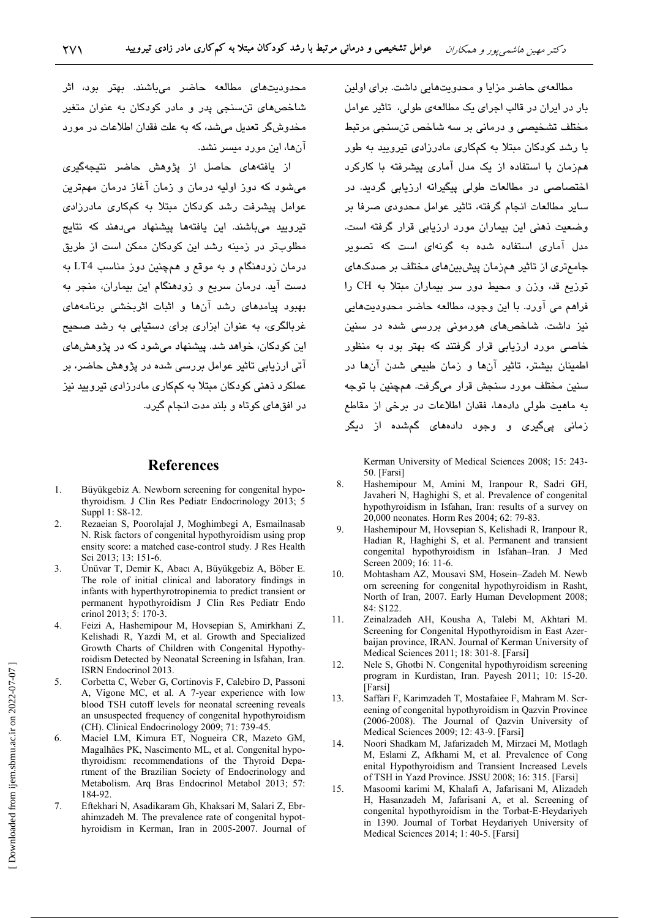مطالعه‌ی حاضر مزایا و محدودیت‌هایی داشت. برای اولین بار در ایران در قالب اجرای یک مطالعه‌ی طولی، تاثیر عوامل مختلف تشخیصی و درمانی بر سه شاخص تن‌سنجی مرتبط با رشد کودکان مبتلا به کم‌کاری مادرزادی تیرویید به طور هم‌زمان با استفاده از یک مدل آماری پیشرفته با کارکرد اختصاصی در مطالعات طولی پیگیرانه ارزیابی گردید. در سایر مطالعات انجام گرفته، تاثیر عوامل محدودی صرفا بر وضعیت ذهنی این بیماران مورد ارزیابی قرار گرفته است. مدل آماری استفاده شده به گونه‌ای است که تصویر جامع‌تری از تاثیر هم‌زمان پیش‌بین‌های مختلف بر صدک‌های توزیع قد، وزن و محیط دور سر بیماران مبتلا به CH را فراهم می آورد. با این وجود، مطالعه حاضر محدودیت‌هایی نیز داشت. شاخص‌های هورمونی بررسی شده در سنین خاصی مورد ارزیابی قرار گرفتند که بهتر بود به منظور اطمینان بیشتر، تاثیر آن‌ها و زمان طبیعی شدن آن‌ها در سنین مختلف مورد سنجش قرار می‌گرفت. همچنین با توجه به ماهیت طولی داده‌ها، فقدان اطلاعات در برخی از مقاطع زمانی پی‌گیری و وجود داده‌های گم‌شده از دیگر محدودیت‌های مطالعه حاضر می‌باشند. بهتر بود، اثر شاخص‌های تن‌سنجی پدر و مادر کودکان به عنوان متغیر مخدوش‌گر تعدیل می‌شد، که به علت فقدان اطلاعات در مورد آن‌ها، این مورد میسر نشد.

از یافته‌های حاصل از پژوهش حاضر نتیجه‌گیری می‌شود که دوز اولیه درمان و زمان آغاز درمان مهم‌ترین عوامل پیشرفت رشد کودکان مبتلا به کم‌کاری مادرزادی تیرویید می‌باشند. این یافته‌ها پیشنهاد می‌دهند که نتایج مطلوب‌تر در زمینه رشد این کودکان ممکن است از طریق درمان زودهنگام و به موقع و همچنین دوز مناسب LT4 به دست آید. درمان سریع و زودهنگام این بیماران، منجر به بهبود پیامدهای رشد آن‌ها و اثبات اثربخشی برنامه‌های غربالگری، به عنوان ابزاری برای دستیابی به رشد صحیح این کودکان، خواهد شد. پیشنهاد می‌شود که در پژوهش‌های آتی ارزیابی تاثیر عوامل بررسی شده در پژوهش حاضر، بر عملکرد ذهنی کودکان مبتلا به کم‌کاری مادرزادی تیرویید نیز در افق‌های کوتاه و بلند مدت انجام گیرد.

## References

1. Büyükgebiz A. Newborn screening for congenital hypothyroidism. J Clin Res Pediatr Endocrinology 2013; 5 Suppl 1: S8-12.
2. Rezaeian S, Poorolajal J, Moghimbegi A, Esmailnasab N. Risk factors of congenital hypothyroidism using prop ensity score: a matched case-control study. J Res Health Sci 2013; 13: 151-6.
3. Ünüvar T, Demir K, Abacı A, Büyükgebiz A, Böber E. The role of initial clinical and laboratory findings in infants with hyperthyrotropinemia to predict transient or permanent hypothyroidism J Clin Res Pediatr Endo crinol 2013; 5: 170-3.
4. Feizi A, Hashemipour M, Hovsepian S, Amirkhani Z, Kelishadi R, Yazdi M, et al. Growth and Specialized Growth Charts of Children with Congenital Hypothyroidism Detected by Neonatal Screening in Isfahan, Iran. ISRN Endocrinol 2013.
5. Corbetta C, Weber G, Cortinovis F, Calebiro D, Passoni A, Vigone MC, et al. A 7-year experience with low blood TSH cutoff levels for neonatal screening reveals an unsuspected frequency of congenital hypothyroidism (CH). Clinical Endocrinology 2009; 71: 739-45.
6. Maciel LM, Kimura ET, Nogueira CR, Mazeto GM, Magalhães PK, Nascimento ML, et al. Congenital hypothyroidism: recommendations of the Thyroid Department of the Brazilian Society of Endocrinology and Metabolism. Arq Bras Endocrinol Metabol 2013; 57: 184-92.
7. Eftekhari N, Asadikaram Gh, Khaksari M, Salari Z, Ebrahimzadeh M. The prevalence rate of congenital hypothyroidism in Kerman, Iran in 2005-2007. Journal of Kerman University of Medical Sciences 2008; 15: 243-50. [Farsi]
8. Hashemipour M, Amini M, Iranpour R, Sadri GH, Javaheri N, Haghighi S, et al. Prevalence of congenital hypothyroidism in Isfahan, Iran: results of a survey on 20,000 neonates. Horm Res 2004; 62: 79-83.
9. Hashemipour M, Hovsepian S, Kelishadi R, Iranpour R, Hadian R, Haghighi S, et al. Permanent and transient congenital hypothyroidism in Isfahan–Iran. J Med Screen 2009; 16: 11-6.
10. Mohtasham AZ, Mousavi SM, Hosein–Zadeh M. Newb orn screening for congenital hypothyroidism in Rasht, North of Iran, 2007. Early Human Development 2008; 84: S122.
11. Zeinalzadeh AH, Kousha A, Talebi M, Akhtari M. Screening for Congenital Hypothyroidism in East Azerbaijan province, IRAN. Journal of Kerman University of Medical Sciences 2011; 18: 301-8. [Farsi]
12. Nele S, Ghotbi N. Congenital hypothyroidism screening program in Kurdistan, Iran. Payesh 2011; 10: 15-20. [Farsi]
13. Saffari F, Karimzadeh T, Mostafaiee F, Mahram M. Screening of congenital hypothyroidism in Qazvin Province (2006-2008). The Journal of Qazvin University of Medical Sciences 2009; 12: 43-9. [Farsi]
14. Noori Shadkam M, Jafarizadeh M, Mirzaei M, Motlagh M, Eslami Z, Afkhami M, et al. Prevalence of Cong enital Hypothyroidism and Transient Increased Levels of TSH in Yazd Province. JSSU 2008; 16: 315. [Farsi]
15. Masoomi karimi M, Khalafi A, Jafarisani M, Alizadeh H, Hasanzadeh M, Jafarisani A, et al. Screening of congenital hypothyroidism in the Torbat-E-Heydariyeh in 1390. Journal of Torbat Heydariyeh University of Medical Sciences 2014; 1: 40-5. [Farsi]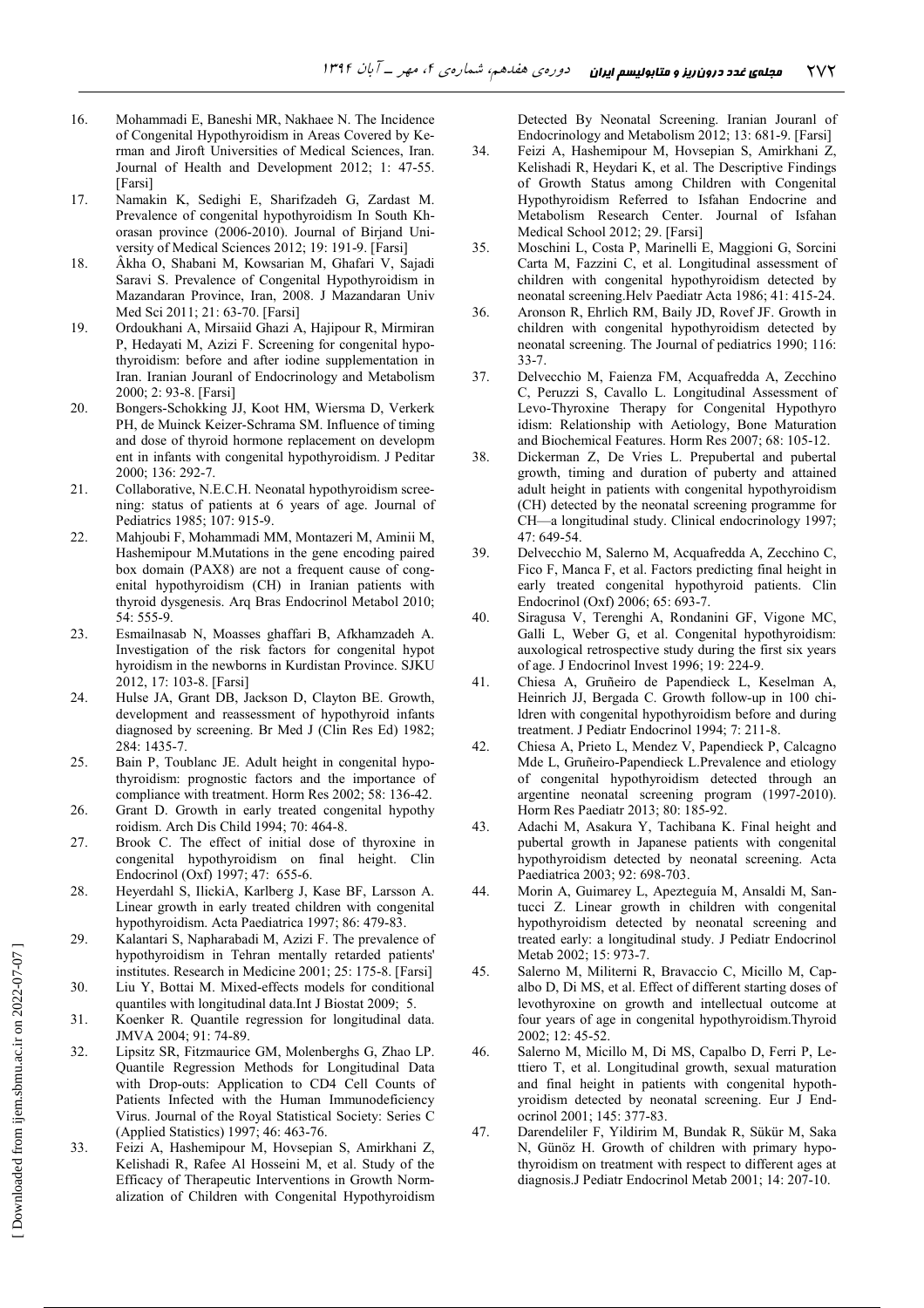16. Mohammadi E, Baneshi MR, Nakhaee N. The Incidence of Congenital Hypothyroidism in Areas Covered by Kerman and Jiroft Universities of Medical Sciences, Iran. Journal of Health and Development 2012; 1: 47-55. [Farsi]
17. Namakin K, Sedighi E, Sharifzadeh G, Zardast M. Prevalence of congenital hypothyroidism In South Khorasan province (2006-2010). Journal of Birjand University of Medical Sciences 2012; 19: 191-9. [Farsi]
18. Âkha O, Shabani M, Kowsarian M, Ghafari V, Sajadi Saravi S. Prevalence of Congenital Hypothyroidism in Mazandaran Province, Iran, 2008. J Mazandaran Univ Med Sci 2011; 21: 63-70. [Farsi]
19. Ordoukhani A, Mirsaiid Ghazi A, Hajipour R, Mirmiran P, Hedayati M, Azizi F. Screening for congenital hypothyroidism: before and after iodine supplementation in Iran. Iranian Jouranl of Endocrinology and Metabolism 2000; 2: 93-8. [Farsi]
20. Bongers-Schokking JJ, Koot HM, Wiersma D, Verkerk PH, de Muinck Keizer-Schrama SM. Influence of timing and dose of thyroid hormone replacement on development in infants with congenital hypothyroidism. J Peditar 2000; 136: 292-7.
21. Collaborative, N.E.C.H. Neonatal hypothyroidism screening: status of patients at 6 years of age. Journal of Pediatrics 1985; 107: 915-9.
22. Mahjoubi F, Mohammadi MM, Montazeri M, Aminii M, Hashemipour M.Mutations in the gene encoding paired box domain (PAX8) are not a frequent cause of congenital hypothyroidism (CH) in Iranian patients with thyroid dysgenesis. Arq Bras Endocrinol Metabol 2010; 54: 555-9.
23. Esmailnasab N, Moasses ghaffari B, Afkhamzadeh A. Investigation of the risk factors for congenital hypot hyroidism in the newborns in Kurdistan Province. SJKU 2012, 17: 103-8. [Farsi]
24. Hulse JA, Grant DB, Jackson D, Clayton BE. Growth, development and reassessment of hypothyroid infants diagnosed by screening. Br Med J (Clin Res Ed) 1982; 284: 1435-7.
25. Bain P, Toublanc JE. Adult height in congenital hypothyroidism: prognostic factors and the importance of compliance with treatment. Horm Res 2002; 58: 136-42.
26. Grant D. Growth in early treated congenital hypothy roidism. Arch Dis Child 1994; 70: 464-8.
27. Brook C. The effect of initial dose of thyroxine in congenital hypothyroidism on final height. Clin Endocrinol (Oxf) 1997; 47: 655-6.
28. Heyerdahl S, IlickiA, Karlberg J, Kase BF, Larsson A. Linear growth in early treated children with congenital hypothyroidism. Acta Paediatrica 1997; 86: 479-83.
29. Kalantari S, Napharabadi M, Azizi F. The prevalence of hypothyroidism in Tehran mentally retarded patients' institutes. Research in Medicine 2001; 25: 175-8. [Farsi]
30. Liu Y, Bottai M. Mixed-effects models for conditional quantiles with longitudinal data.Int J Biostat 2009; 5.
31. Koenker R. Quantile regression for longitudinal data. JMVA 2004; 91: 74-89.
32. Lipsitz SR, Fitzmaurice GM, Molenberghs G, Zhao LP. Quantile Regression Methods for Longitudinal Data with Drop-outs: Application to CD4 Cell Counts of Patients Infected with the Human Immunodeficiency Virus. Journal of the Royal Statistical Society: Series C (Applied Statistics) 1997; 46: 463-76.
33. Feizi A, Hashemipour M, Hovsepian S, Amirkhani Z, Kelishadi R, Rafee Al Hosseini M, et al. Study of the Efficacy of Therapeutic Interventions in Growth Normalization of Children with Congenital Hypothyroidism Detected By Neonatal Screening. Iranian Jouranl of Endocrinology and Metabolism 2012; 13: 681-9. [Farsi]
34. Feizi A, Hashemipour M, Hovsepian S, Amirkhani Z, Kelishadi R, Heydari K, et al. The Descriptive Findings of Growth Status among Children with Congenital Hypothyroidism Referred to Isfahan Endocrine and Metabolism Research Center. Journal of Isfahan Medical School 2012; 29. [Farsi]
35. Moschini L, Costa P, Marinelli E, Maggioni G, Sorcini Carta M, Fazzini C, et al. Longitudinal assessment of children with congenital hypothyroidism detected by neonatal screening.Helv Paediatr Acta 1986; 41: 415-24.
36. Aronson R, Ehrlich RM, Baily JD, Rovef JF. Growth in children with congenital hypothyroidism detected by neonatal screening. The Journal of pediatrics 1990; 116: 33-7.
37. Delvecchio M, Faienza FM, Acquafredda A, Zecchino C, Peruzzi S, Cavallo L. Longitudinal Assessment of Levo-Thyroxine Therapy for Congenital Hypothyro idism: Relationship with Aetiology, Bone Maturation and Biochemical Features. Horm Res 2007; 68: 105-12.
38. Dickerman Z, De Vries L. Prepubertal and pubertal growth, timing and duration of puberty and attained adult height in patients with congenital hypothyroidism (CH) detected by the neonatal screening programme for CH—a longitudinal study. Clinical endocrinology 1997; 47: 649-54.
39. Delvecchio M, Salerno M, Acquafredda A, Zecchino C, Fico F, Manca F, et al. Factors predicting final height in early treated congenital hypothyroid patients. Clin Endocrinol (Oxf) 2006; 65: 693-7.
40. Siragusa V, Terenghi A, Rondanini GF, Vigone MC, Galli L, Weber G, et al. Congenital hypothyroidism: auxological retrospective study during the first six years of age. J Endocrinol Invest 1996; 19: 224-9.
41. Chiesa A, Gruñeiro de Papendieck L, Keselman A, Heinrich JJ, Bergada C. Growth follow-up in 100 children with congenital hypothyroidism before and during treatment. J Pediatr Endocrinol 1994; 7: 211-8.
42. Chiesa A, Prieto L, Mendez V, Papendieck P, Calcagno Mde L, Gruñeiro-Papendieck L.Prevalence and etiology of congenital hypothyroidism detected through an argentine neonatal screening program (1997-2010). Horm Res Paediatr 2013; 80: 185-92.
43. Adachi M, Asakura Y, Tachibana K. Final height and pubertal growth in Japanese patients with congenital hypothyroidism detected by neonatal screening. Acta Paediatrica 2003; 92: 698-703.
44. Morin A, Guimarey L, Apezteguía M, Ansaldi M, Santucci Z. Linear growth in children with congenital hypothyroidism detected by neonatal screening and treated early: a longitudinal study. J Pediatr Endocrinol Metab 2002; 15: 973-7.
45. Salerno M, Militerni R, Bravaccio C, Micillo M, Capalbo D, Di MS, et al. Effect of different starting doses of levothyroxine on growth and intellectual outcome at four years of age in congenital hypothyroidism.Thyroid 2002; 12: 45-52.
46. Salerno M, Micillo M, Di MS, Capalbo D, Ferri P, Lettiero T, et al. Longitudinal growth, sexual maturation and final height in patients with congenital hypothyroidism detected by neonatal screening. Eur J Endocrinol 2001; 145: 377-83.
47. Darendeliler F, Yildirim M, Bundak R, Sükür M, Saka N, Günöz H. Growth of children with primary hypothyroidism on treatment with respect to different ages at diagnosis.J Pediatr Endocrinol Metab 2001; 14: 207-10.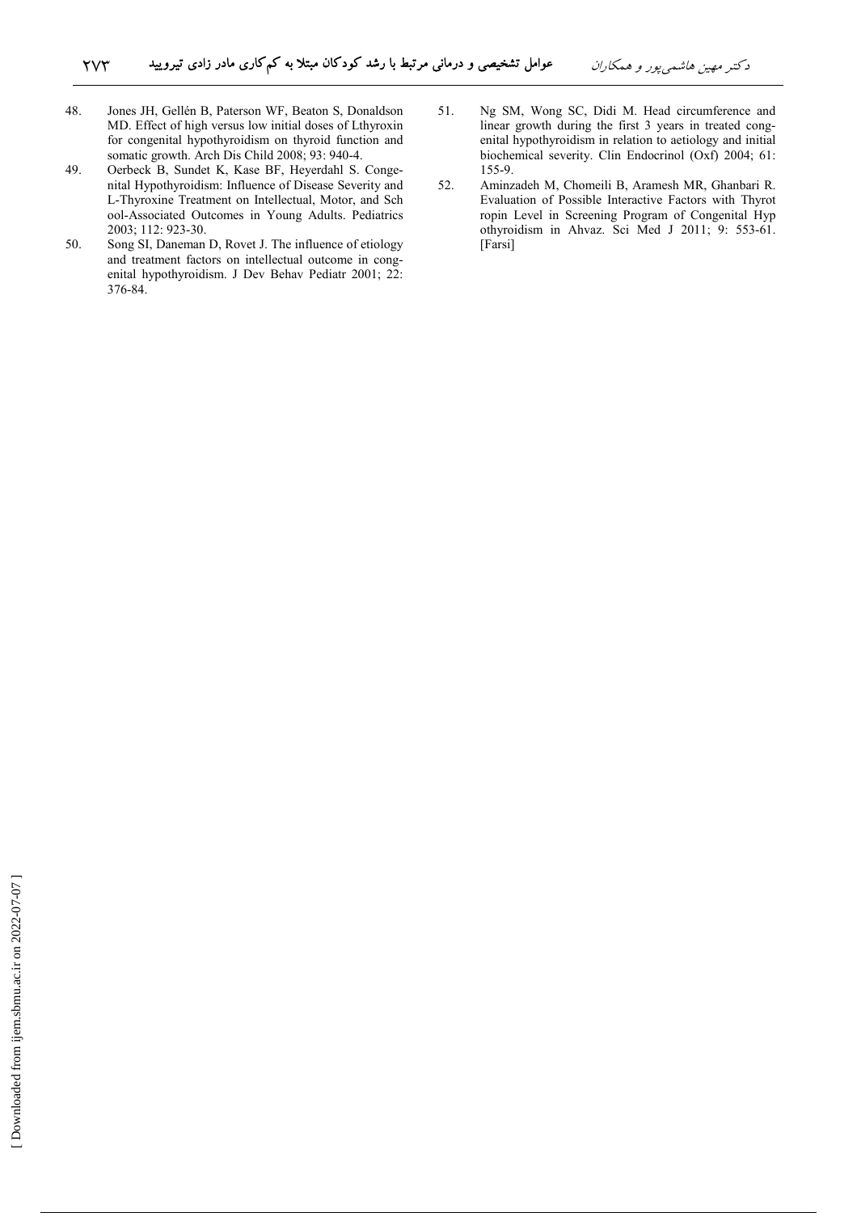48. Jones JH, Gellén B, Paterson WF, Beaton S, Donaldson MD. Effect of high versus low initial doses of Lthyroxin for congenital hypothyroidism on thyroid function and somatic growth. Arch Dis Child 2008; 93: 940-4.
49. Oerbeck B, Sundet K, Kase BF, Heyerdahl S. Congenital Hypothyroidism: Influence of Disease Severity and L-Thyroxine Treatment on Intellectual, Motor, and School-Associated Outcomes in Young Adults. Pediatrics 2003; 112: 923-30.
50. Song SI, Daneman D, Rovet J. The influence of etiology and treatment factors on intellectual outcome in congenital hypothyroidism. J Dev Behav Pediatr 2001; 22: 376-84.
51. Ng SM, Wong SC, Didi M. Head circumference and linear growth during the first 3 years in treated congenital hypothyroidism in relation to aetiology and initial biochemical severity. Clin Endocrinol (Oxf) 2004; 61: 155-9.
52. Aminzadeh M, Chomeili B, Aramesh MR, Ghanbari R. Evaluation of Possible Interactive Factors with Thyrotropin Level in Screening Program of Congenital Hypothyroidism in Ahvaz. Sci Med J 2011; 9: 553-61. [Farsi]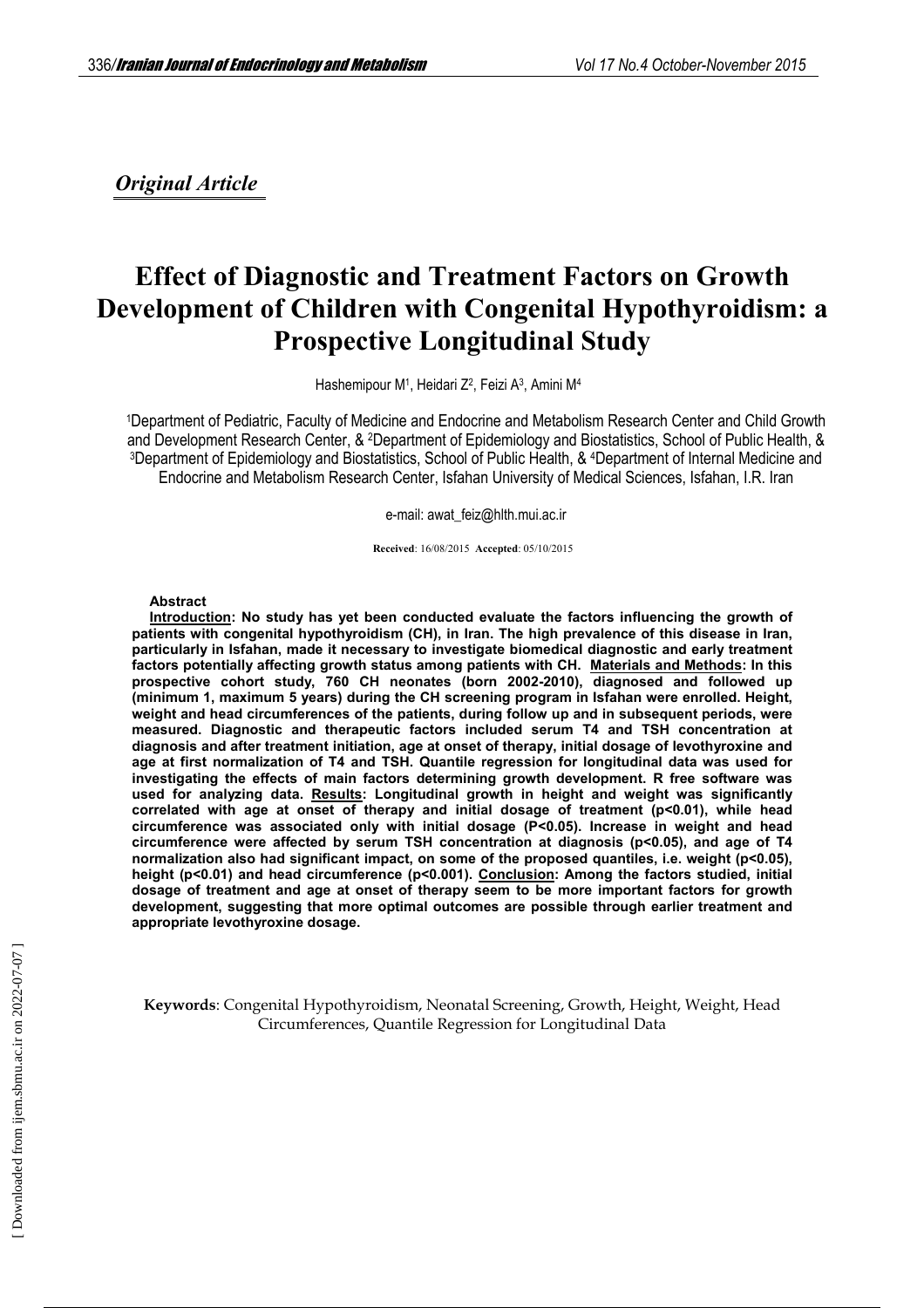*Original Article*

# Effect of Diagnostic and Treatment Factors on Growth Development of Children with Congenital Hypothyroidism: a Prospective Longitudinal Study

Hashemipour M[1], Heidari Z[2], Feizi A[3], Amini M[4]

[1]Department of Pediatric, Faculty of Medicine and Endocrine and Metabolism Research Center and Child Growth and Development Research Center, & [2]Department of Epidemiology and Biostatistics, School of Public Health, & [3]Department of Epidemiology and Biostatistics, School of Public Health, & [4]Department of Internal Medicine and Endocrine and Metabolism Research Center, Isfahan University of Medical Sciences, Isfahan, I.R. Iran

e-mail: awat_feiz@hlth.mui.ac.ir

**Received**: 16/08/2015 **Accepted**: 05/10/2015

**Abstract**

**<u>Introduction</u>: No study has yet been conducted evaluate the factors influencing the growth of patients with congenital hypothyroidism (CH), in Iran. The high prevalence of this disease in Iran, particularly in Isfahan, made it necessary to investigate biomedical diagnostic and early treatment factors potentially affecting growth status among patients with CH. <u>Materials and Methods</u>: In this prospective cohort study, 760 CH neonates (born 2002-2010), diagnosed and followed up (minimum 1, maximum 5 years) during the CH screening program in Isfahan were enrolled. Height, weight and head circumferences of the patients, during follow up and in subsequent periods, were measured. Diagnostic and therapeutic factors included serum T4 and TSH concentration at diagnosis and after treatment initiation, age at onset of therapy, initial dosage of levothyroxine and age at first normalization of T4 and TSH. Quantile regression for longitudinal data was used for investigating the effects of main factors determining growth development. R free software was used for analyzing data. <u>Results</u>: Longitudinal growth in height and weight was significantly correlated with age at onset of therapy and initial dosage of treatment ($p<0.01$), while head circumference was associated only with initial dosage ($P<0.05$). Increase in weight and head circumference were affected by serum TSH concentration at diagnosis ($p<0.05$), and age of T4 normalization also had significant impact, on some of the proposed quantiles, i.e. weight ($p<0.05$), height ($p<0.01$) and head circumference ($p<0.001$). <u>Conclusion</u>: Among the factors studied, initial dosage of treatment and age at onset of therapy seem to be more important factors for growth development, suggesting that more optimal outcomes are possible through earlier treatment and appropriate levothyroxine dosage.**

**Keywords**: Congenital Hypothyroidism, Neonatal Screening, Growth, Height, Weight, Head Circumferences, Quantile Regression for Longitudinal Data